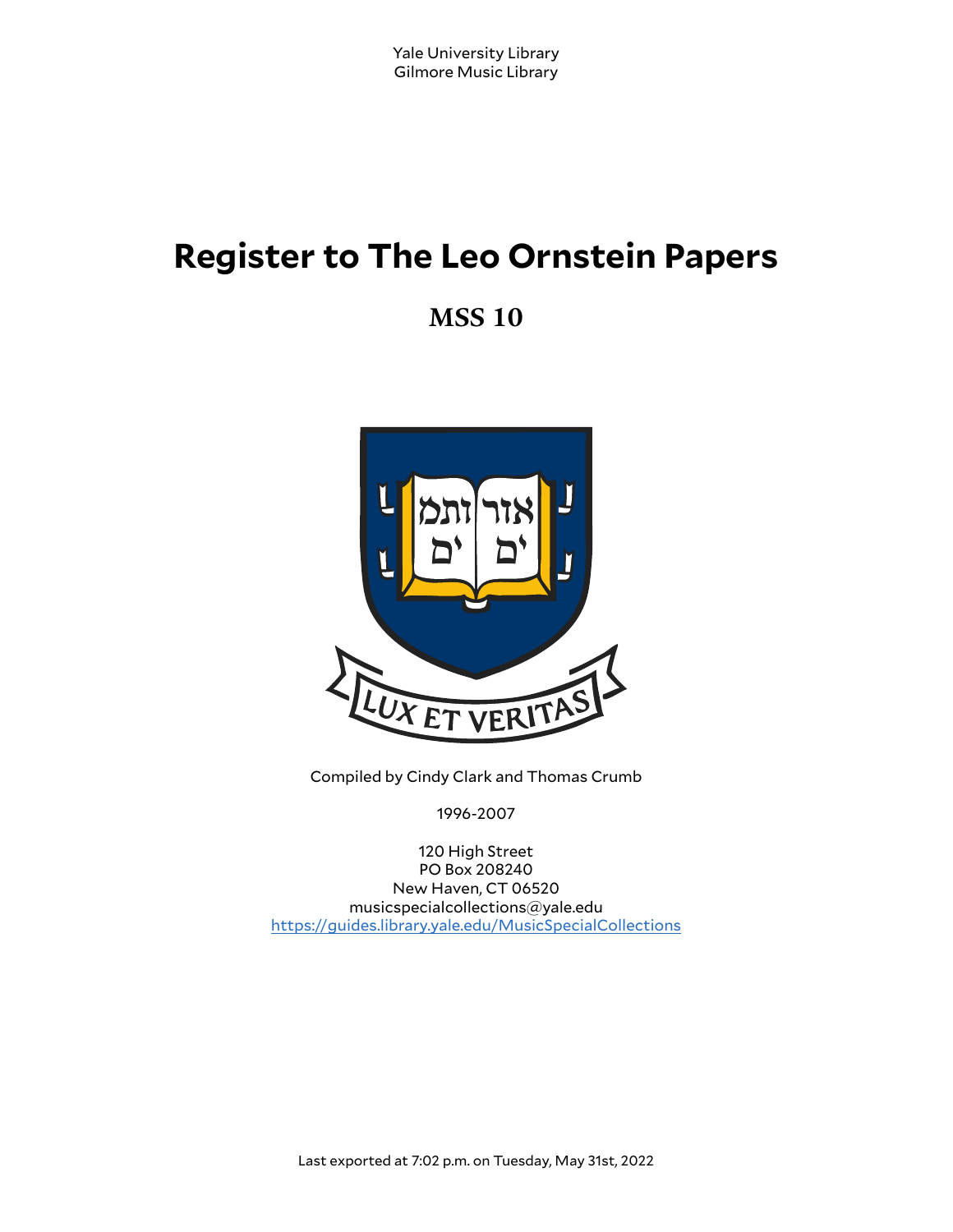Yale University Library
Gilmore Music Library

# Register to The Leo Ornstein Papers

## MSS 10

Compiled by Cindy Clark and Thomas Crumb

1996-2007

120 High Street
PO Box 208240
New Haven, CT 06520
musicspecialcollections@yale.edu
https://guides.library.yale.edu/MusicSpecialCollections

Last exported at 7:02 p.m. on Tuesday, May 31st, 2022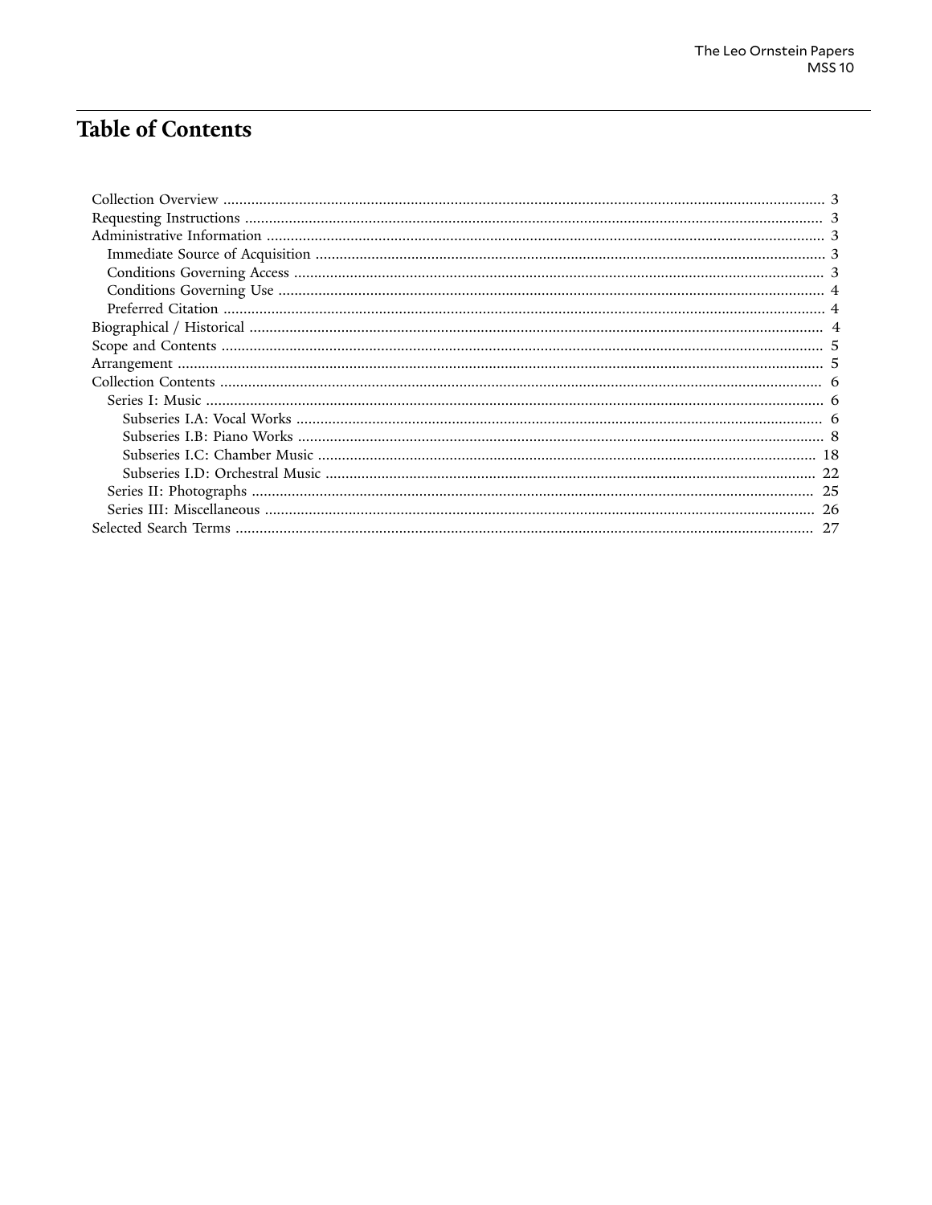# Table of Contents

- Collection Overview ..... 3
- Requesting Instructions ..... 3
- Administrative Information ..... 3
  - Immediate Source of Acquisition ..... 3
  - Conditions Governing Access ..... 3
  - Conditions Governing Use ..... 4
  - Preferred Citation ..... 4
- Biographical / Historical ..... 4
- Scope and Contents ..... 5
- Arrangement ..... 5
- Collection Contents ..... 6
  - Series I: Music ..... 6
    - Subseries I.A: Vocal Works ..... 6
    - Subseries I.B: Piano Works ..... 8
    - Subseries I.C: Chamber Music ..... 18
    - Subseries I.D: Orchestral Music ..... 22
  - Series II: Photographs ..... 25
  - Series III: Miscellaneous ..... 26
- Selected Search Terms ..... 27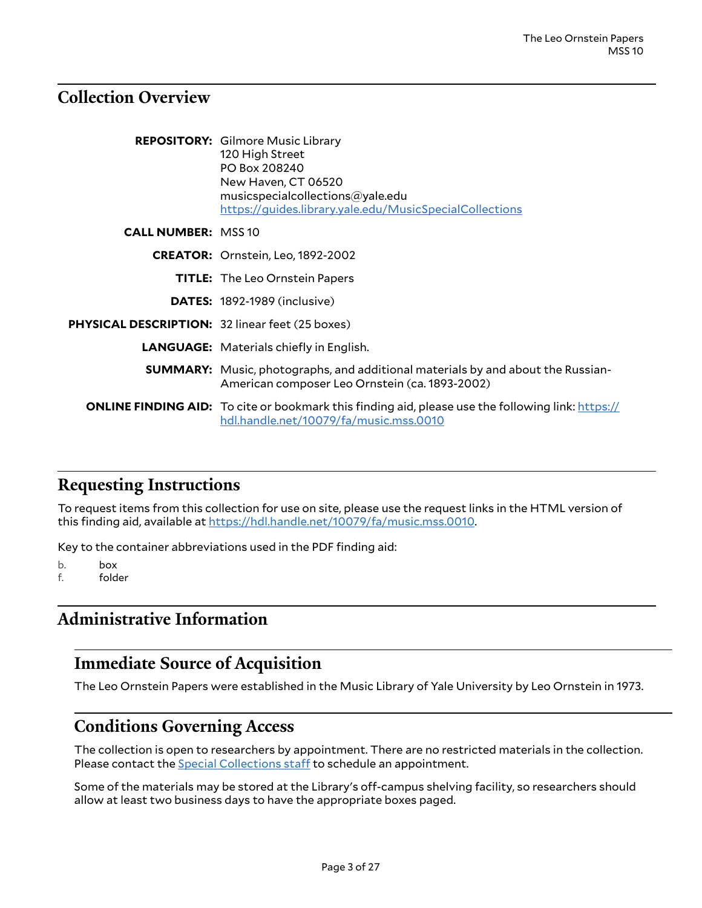## Collection Overview

**REPOSITORY:** Gilmore Music Library
120 High Street
PO Box 208240
New Haven, CT 06520
musicspecialcollections@yale.edu
https://guides.library.yale.edu/MusicSpecialCollections

**CALL NUMBER:** MSS 10

**CREATOR:** Ornstein, Leo, 1892-2002

**TITLE:** The Leo Ornstein Papers

**DATES:** 1892-1989 (inclusive)

**PHYSICAL DESCRIPTION:** 32 linear feet (25 boxes)

**LANGUAGE:** Materials chiefly in English.

**SUMMARY:** Music, photographs, and additional materials by and about the Russian-American composer Leo Ornstein (ca. 1893-2002)

**ONLINE FINDING AID:** To cite or bookmark this finding aid, please use the following link: https://hdl.handle.net/10079/fa/music.mss.0010

## Requesting Instructions

To request items from this collection for use on site, please use the request links in the HTML version of this finding aid, available at https://hdl.handle.net/10079/fa/music.mss.0010.

Key to the container abbreviations used in the PDF finding aid:

b. box
f. folder

## Administrative Information

### Immediate Source of Acquisition

The Leo Ornstein Papers were established in the Music Library of Yale University by Leo Ornstein in 1973.

### Conditions Governing Access

The collection is open to researchers by appointment. There are no restricted materials in the collection. Please contact the Special Collections staff to schedule an appointment.

Some of the materials may be stored at the Library's off-campus shelving facility, so researchers should allow at least two business days to have the appropriate boxes paged.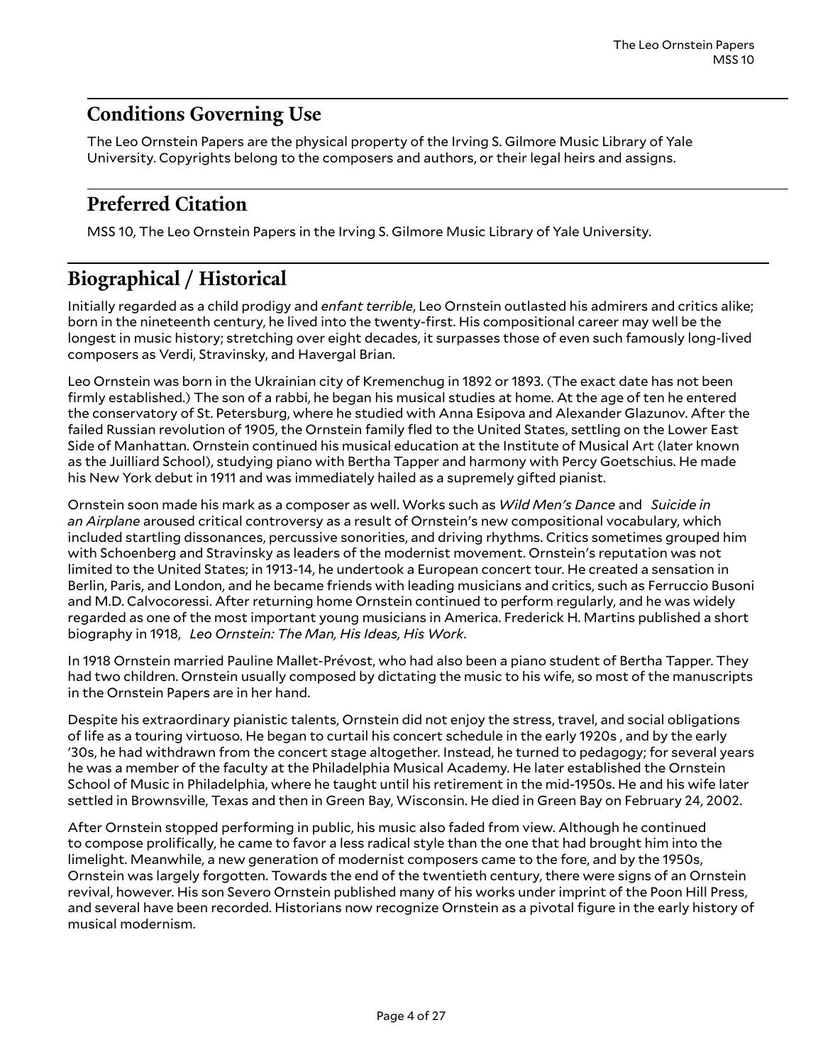## Conditions Governing Use

The Leo Ornstein Papers are the physical property of the Irving S. Gilmore Music Library of Yale University. Copyrights belong to the composers and authors, or their legal heirs and assigns.

## Preferred Citation

MSS 10, The Leo Ornstein Papers in the Irving S. Gilmore Music Library of Yale University.

# Biographical / Historical

Initially regarded as a child prodigy and *enfant terrible*, Leo Ornstein outlasted his admirers and critics alike; born in the nineteenth century, he lived into the twenty-first. His compositional career may well be the longest in music history; stretching over eight decades, it surpasses those of even such famously long-lived composers as Verdi, Stravinsky, and Havergal Brian.

Leo Ornstein was born in the Ukrainian city of Kremenchug in 1892 or 1893. (The exact date has not been firmly established.) The son of a rabbi, he began his musical studies at home. At the age of ten he entered the conservatory of St. Petersburg, where he studied with Anna Esipova and Alexander Glazunov. After the failed Russian revolution of 1905, the Ornstein family fled to the United States, settling on the Lower East Side of Manhattan. Ornstein continued his musical education at the Institute of Musical Art (later known as the Juilliard School), studying piano with Bertha Tapper and harmony with Percy Goetschius. He made his New York debut in 1911 and was immediately hailed as a supremely gifted pianist.

Ornstein soon made his mark as a composer as well. Works such as *Wild Men's Dance* and *Suicide in an Airplane* aroused critical controversy as a result of Ornstein's new compositional vocabulary, which included startling dissonances, percussive sonorities, and driving rhythms. Critics sometimes grouped him with Schoenberg and Stravinsky as leaders of the modernist movement. Ornstein's reputation was not limited to the United States; in 1913-14, he undertook a European concert tour. He created a sensation in Berlin, Paris, and London, and he became friends with leading musicians and critics, such as Ferruccio Busoni and M.D. Calvocoressi. After returning home Ornstein continued to perform regularly, and he was widely regarded as one of the most important young musicians in America. Frederick H. Martins published a short biography in 1918, *Leo Ornstein: The Man, His Ideas, His Work*.

In 1918 Ornstein married Pauline Mallet-Prévost, who had also been a piano student of Bertha Tapper. They had two children. Ornstein usually composed by dictating the music to his wife, so most of the manuscripts in the Ornstein Papers are in her hand.

Despite his extraordinary pianistic talents, Ornstein did not enjoy the stress, travel, and social obligations of life as a touring virtuoso. He began to curtail his concert schedule in the early 1920s , and by the early '30s, he had withdrawn from the concert stage altogether. Instead, he turned to pedagogy; for several years he was a member of the faculty at the Philadelphia Musical Academy. He later established the Ornstein School of Music in Philadelphia, where he taught until his retirement in the mid-1950s. He and his wife later settled in Brownsville, Texas and then in Green Bay, Wisconsin. He died in Green Bay on February 24, 2002.

After Ornstein stopped performing in public, his music also faded from view. Although he continued to compose prolifically, he came to favor a less radical style than the one that had brought him into the limelight. Meanwhile, a new generation of modernist composers came to the fore, and by the 1950s, Ornstein was largely forgotten. Towards the end of the twentieth century, there were signs of an Ornstein revival, however. His son Severo Ornstein published many of his works under imprint of the Poon Hill Press, and several have been recorded. Historians now recognize Ornstein as a pivotal figure in the early history of musical modernism.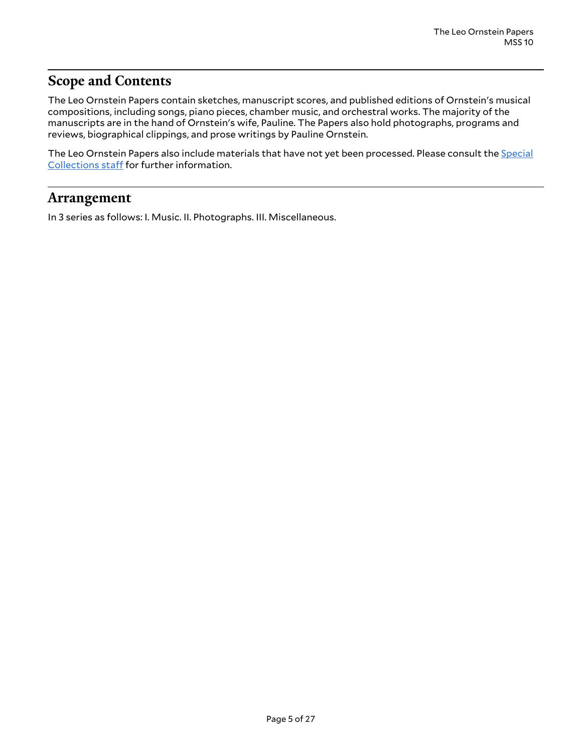## Scope and Contents

The Leo Ornstein Papers contain sketches, manuscript scores, and published editions of Ornstein's musical compositions, including songs, piano pieces, chamber music, and orchestral works. The majority of the manuscripts are in the hand of Ornstein's wife, Pauline. The Papers also hold photographs, programs and reviews, biographical clippings, and prose writings by Pauline Ornstein.

The Leo Ornstein Papers also include materials that have not yet been processed. Please consult the Special Collections staff for further information.

## Arrangement

In 3 series as follows: I. Music. II. Photographs. III. Miscellaneous.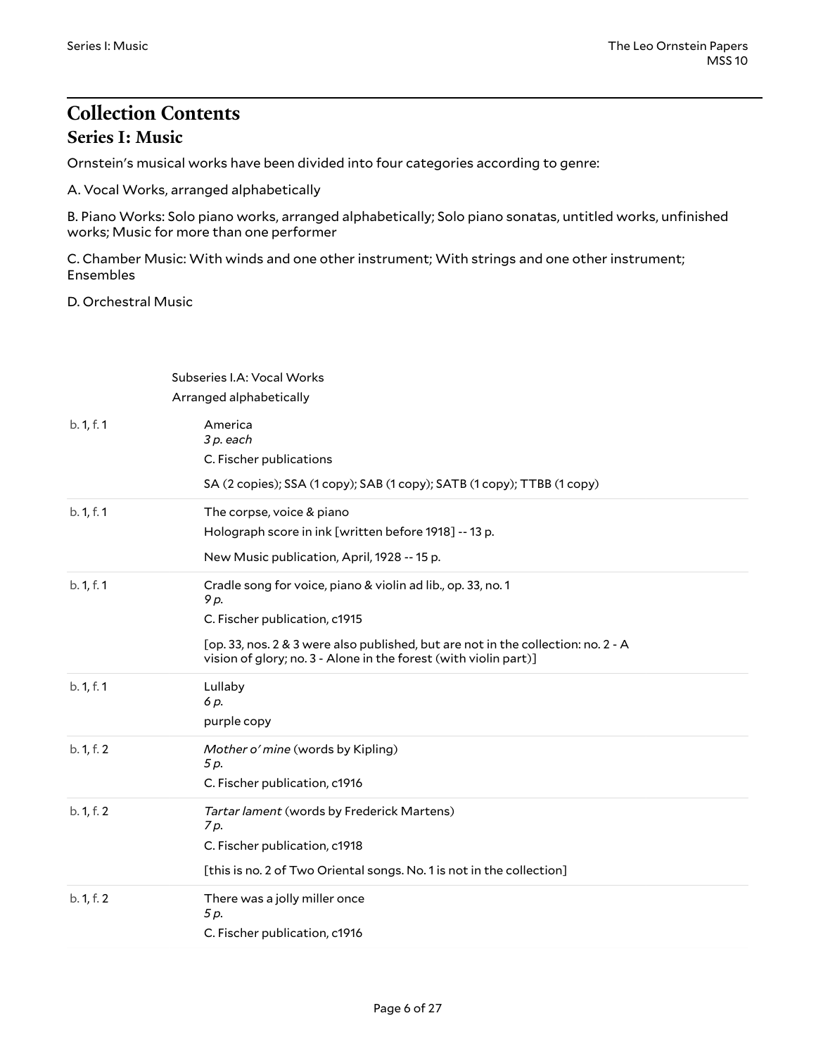## Collection Contents

### Series I: Music

Ornstein's musical works have been divided into four categories according to genre:

A. Vocal Works, arranged alphabetically

B. Piano Works: Solo piano works, arranged alphabetically; Solo piano sonatas, untitled works, unfinished works; Music for more than one performer

C. Chamber Music: With winds and one other instrument; With strings and one other instrument; Ensembles

D. Orchestral Music

#### Subseries I.A: Vocal Works

Arranged alphabetically

| Location | Description |
| --- | --- |
| b. 1, f. 1 | America<br>*3 p. each*<br>C. Fischer publications<br>SA (2 copies); SSA (1 copy); SAB (1 copy); SATB (1 copy); TTBB (1 copy) |
| b. 1, f. 1 | The corpse, voice & piano<br>Holograph score in ink [written before 1918] -- 13 p.<br>New Music publication, April, 1928 -- 15 p. |
| b. 1, f. 1 | Cradle song for voice, piano & violin ad lib., op. 33, no. 1<br>*9 p.*<br>C. Fischer publication, c1915<br>[op. 33, nos. 2 & 3 were also published, but are not in the collection: no. 2 - A vision of glory; no. 3 - Alone in the forest (with violin part)] |
| b. 1, f. 1 | Lullaby<br>*6 p.*<br>purple copy |
| b. 1, f. 2 | *Mother o' mine* (words by Kipling)<br>*5 p.*<br>C. Fischer publication, c1916 |
| b. 1, f. 2 | *Tartar lament* (words by Frederick Martens)<br>*7 p.*<br>C. Fischer publication, c1918<br>[this is no. 2 of Two Oriental songs. No. 1 is not in the collection] |
| b. 1, f. 2 | There was a jolly miller once<br>*5 p.*<br>C. Fischer publication, c1916 |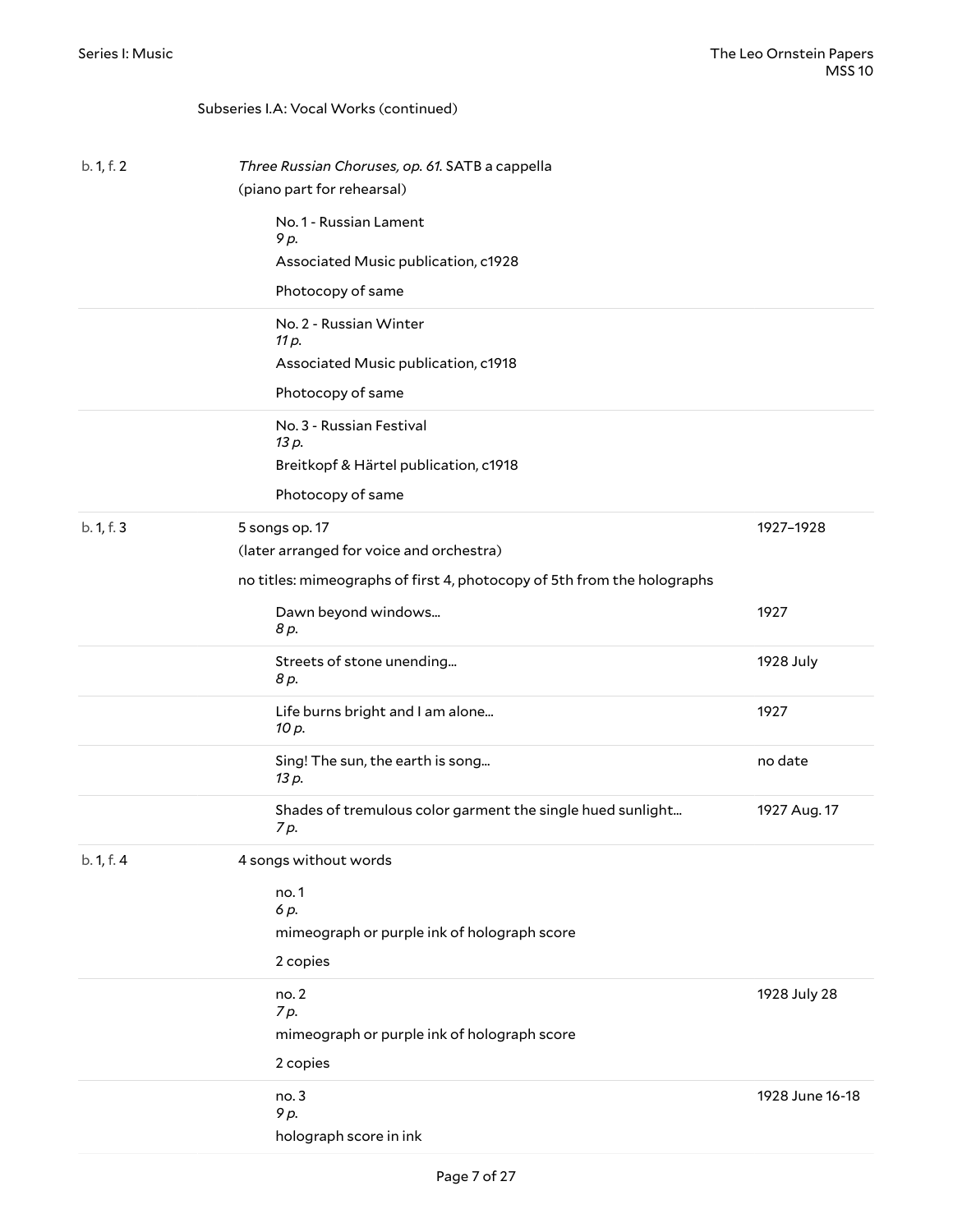Subseries I.A: Vocal Works (continued)

| Box/Folder | Description | Date |
|---|---|---|
| b. 1, f. 2 | *Three Russian Choruses, op. 61.* SATB a cappella<br>(piano part for rehearsal) | |
| | No. 1 - Russian Lament<br>*9 p.*<br>Associated Music publication, c1928<br>Photocopy of same | |
| | No. 2 - Russian Winter<br>*11 p.*<br>Associated Music publication, c1918<br>Photocopy of same | |
| | No. 3 - Russian Festival<br>*13 p.*<br>Breitkopf & Härtel publication, c1918<br>Photocopy of same | |
| b. 1, f. 3 | 5 songs op. 17<br>(later arranged for voice and orchestra)<br>no titles: mimeographs of first 4, photocopy of 5th from the holographs | 1927–1928 |
| | Dawn beyond windows...<br>*8 p.* | 1927 |
| | Streets of stone unending...<br>*8 p.* | 1928 July |
| | Life burns bright and I am alone...<br>*10 p.* | 1927 |
| | Sing! The sun, the earth is song...<br>*13 p.* | no date |
| | Shades of tremulous color garment the single hued sunlight...<br>*7 p.* | 1927 Aug. 17 |
| b. 1, f. 4 | 4 songs without words | |
| | no. 1<br>*6 p.*<br>mimeograph or purple ink of holograph score<br>2 copies | |
| | no. 2<br>*7 p.*<br>mimeograph or purple ink of holograph score<br>2 copies | 1928 July 28 |
| | no. 3<br>*9 p.*<br>holograph score in ink | 1928 June 16-18 |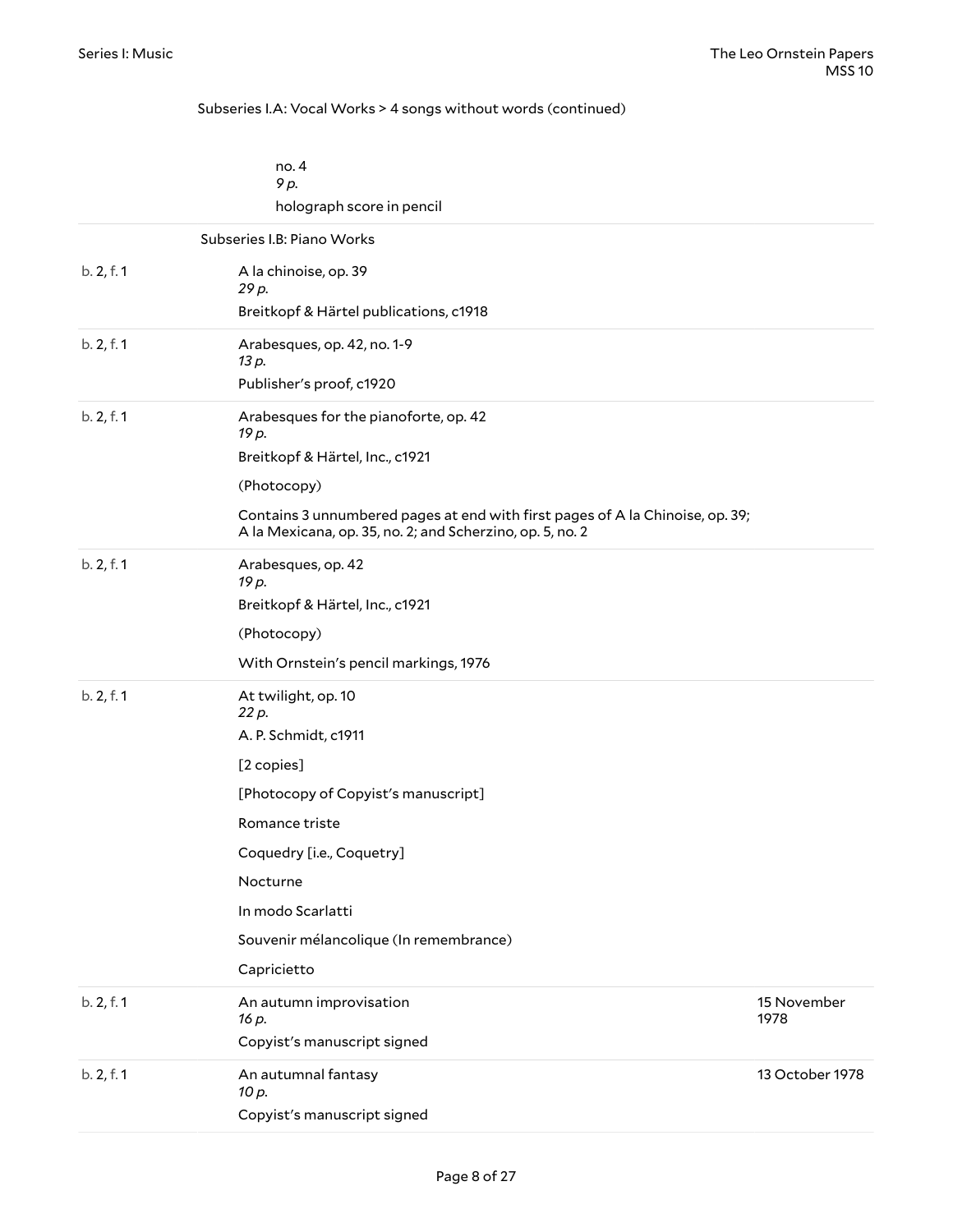Subseries I.A: Vocal Works > 4 songs without words (continued)

no. 4
*9 p.*
holograph score in pencil

## Subseries I.B: Piano Works

b. 2, f. 1 — A la chinoise, op. 39
*29 p.*
Breitkopf & Härtel publications, c1918

b. 2, f. 1 — Arabesques, op. 42, no. 1-9
*13 p.*
Publisher's proof, c1920

b. 2, f. 1 — Arabesques for the pianoforte, op. 42
*19 p.*
Breitkopf & Härtel, Inc., c1921

(Photocopy)

Contains 3 unnumbered pages at end with first pages of A la Chinoise, op. 39; A la Mexicana, op. 35, no. 2; and Scherzino, op. 5, no. 2

b. 2, f. 1 — Arabesques, op. 42
*19 p.*
Breitkopf & Härtel, Inc., c1921

(Photocopy)

With Ornstein's pencil markings, 1976

b. 2, f. 1 — At twilight, op. 10
*22 p.*
A. P. Schmidt, c1911

[2 copies]

[Photocopy of Copyist's manuscript]

Romance triste

Coquedry [i.e., Coquetry]

Nocturne

In modo Scarlatti

Souvenir mélancolique (In remembrance)

Capricietto

b. 2, f. 1 — An autumn improvisation — 15 November 1978
*16 p.*
Copyist's manuscript signed

b. 2, f. 1 — An autumnal fantasy — 13 October 1978
*10 p.*
Copyist's manuscript signed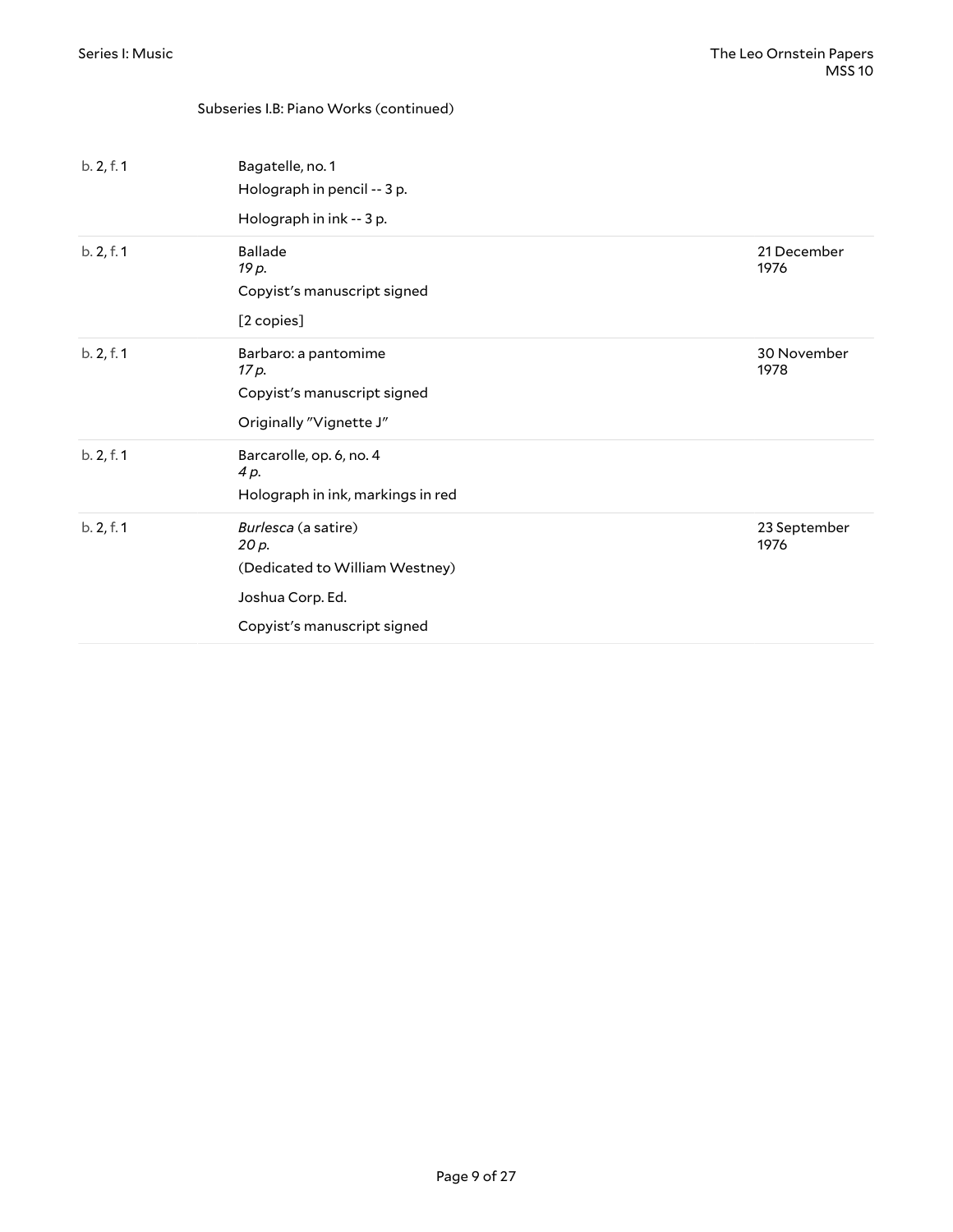Subseries I.B: Piano Works (continued)

| Location | Description | Date |
|---|---|---|
| b. 2, f. 1 | Bagatelle, no. 1<br>Holograph in pencil -- 3 p.<br>Holograph in ink -- 3 p. | |
| b. 2, f. 1 | Ballade<br>*19 p.*<br>Copyist's manuscript signed<br>[2 copies] | 21 December 1976 |
| b. 2, f. 1 | Barbaro: a pantomime<br>*17 p.*<br>Copyist's manuscript signed<br>Originally "Vignette J" | 30 November 1978 |
| b. 2, f. 1 | Barcarolle, op. 6, no. 4<br>*4 p.*<br>Holograph in ink, markings in red | |
| b. 2, f. 1 | *Burlesca* (a satire)<br>*20 p.*<br>(Dedicated to William Westney)<br>Joshua Corp. Ed.<br>Copyist's manuscript signed | 23 September 1976 |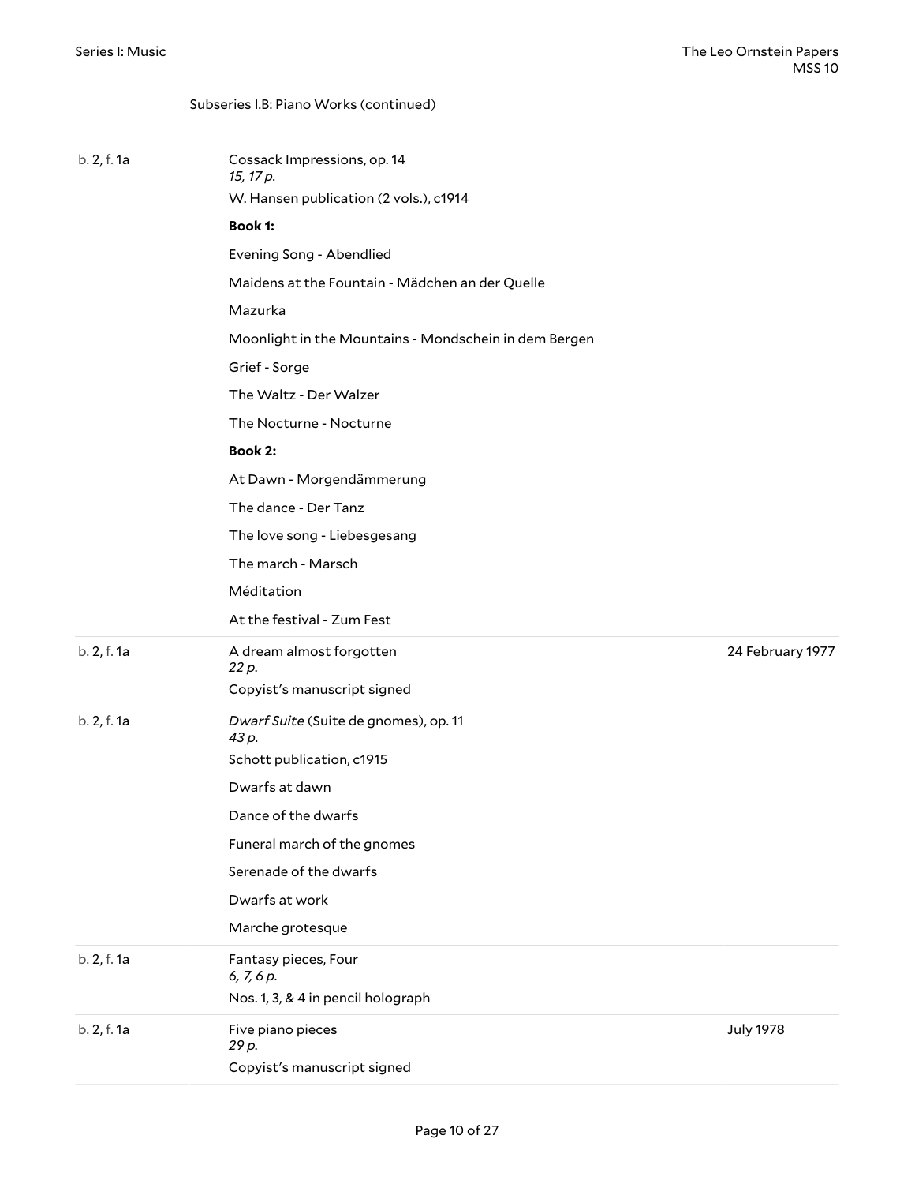Subseries I.B: Piano Works (continued)

| Location | Title | Date |
|---|---|---|
| b. 2, f. 1a | Cossack Impressions, op. 14<br>*15, 17 p.*<br>W. Hansen publication (2 vols.), c1914<br>**Book 1:**<br>Evening Song - Abendlied<br>Maidens at the Fountain - Mädchen an der Quelle<br>Mazurka<br>Moonlight in the Mountains - Mondschein in dem Bergen<br>Grief - Sorge<br>The Waltz - Der Walzer<br>The Nocturne - Nocturne<br>**Book 2:**<br>At Dawn - Morgendämmerung<br>The dance - Der Tanz<br>The love song - Liebesgesang<br>The march - Marsch<br>Méditation<br>At the festival - Zum Fest | |
| b. 2, f. 1a | A dream almost forgotten<br>*22 p.*<br>Copyist's manuscript signed | 24 February 1977 |
| b. 2, f. 1a | *Dwarf Suite* (Suite de gnomes), op. 11<br>*43 p.*<br>Schott publication, c1915<br>Dwarfs at dawn<br>Dance of the dwarfs<br>Funeral march of the gnomes<br>Serenade of the dwarfs<br>Dwarfs at work<br>Marche grotesque | |
| b. 2, f. 1a | Fantasy pieces, Four<br>*6, 7, 6 p.*<br>Nos. 1, 3, & 4 in pencil holograph | |
| b. 2, f. 1a | Five piano pieces<br>*29 p.*<br>Copyist's manuscript signed | July 1978 |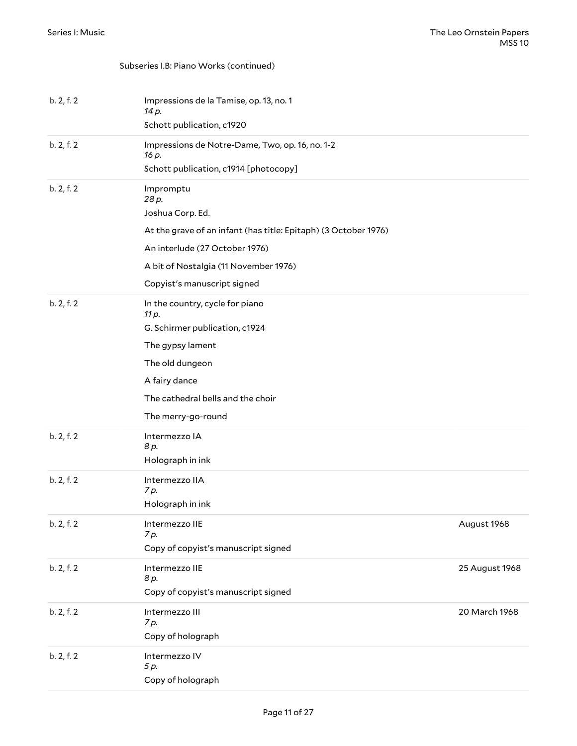Subseries I.B: Piano Works (continued)

| Location | Title / Description | Date |
| --- | --- | --- |
| b. 2, f. 2 | Impressions de la Tamise, op. 13, no. 1<br>*14 p.*<br>Schott publication, c1920 | |
| b. 2, f. 2 | Impressions de Notre-Dame, Two, op. 16, no. 1-2<br>*16 p.*<br>Schott publication, c1914 [photocopy] | |
| b. 2, f. 2 | Impromptu<br>*28 p.*<br>Joshua Corp. Ed.<br>At the grave of an infant (has title: Epitaph) (3 October 1976)<br>An interlude (27 October 1976)<br>A bit of Nostalgia (11 November 1976)<br>Copyist's manuscript signed | |
| b. 2, f. 2 | In the country, cycle for piano<br>*11 p.*<br>G. Schirmer publication, c1924<br>The gypsy lament<br>The old dungeon<br>A fairy dance<br>The cathedral bells and the choir<br>The merry-go-round | |
| b. 2, f. 2 | Intermezzo IA<br>*8 p.*<br>Holograph in ink | |
| b. 2, f. 2 | Intermezzo IIA<br>*7 p.*<br>Holograph in ink | |
| b. 2, f. 2 | Intermezzo IIE<br>*7 p.*<br>Copy of copyist's manuscript signed | August 1968 |
| b. 2, f. 2 | Intermezzo IIE<br>*8 p.*<br>Copy of copyist's manuscript signed | 25 August 1968 |
| b. 2, f. 2 | Intermezzo III<br>*7 p.*<br>Copy of holograph | 20 March 1968 |
| b. 2, f. 2 | Intermezzo IV<br>*5 p.*<br>Copy of holograph | |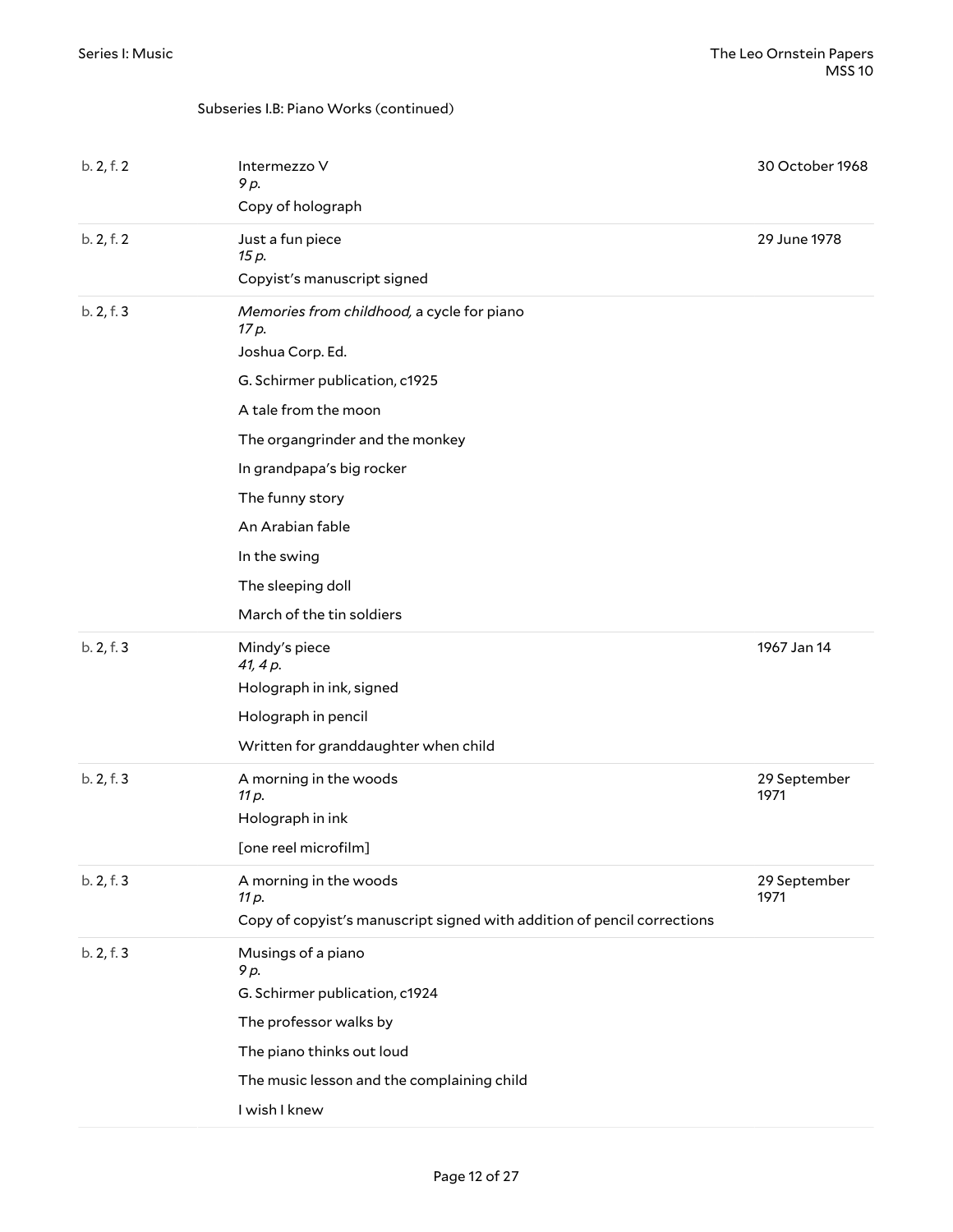Subseries I.B: Piano Works (continued)

| Location | Title / Description | Date |
| --- | --- | --- |
| b. 2, f. 2 | Intermezzo V<br>*9 p.*<br>Copy of holograph | 30 October 1968 |
| b. 2, f. 2 | Just a fun piece<br>*15 p.*<br>Copyist's manuscript signed | 29 June 1978 |
| b. 2, f. 3 | *Memories from childhood,* a cycle for piano<br>*17 p.*<br>Joshua Corp. Ed.<br>G. Schirmer publication, c1925<br>A tale from the moon<br>The organgrinder and the monkey<br>In grandpapa's big rocker<br>The funny story<br>An Arabian fable<br>In the swing<br>The sleeping doll<br>March of the tin soldiers | |
| b. 2, f. 3 | Mindy's piece<br>*41, 4 p.*<br>Holograph in ink, signed<br>Holograph in pencil<br>Written for granddaughter when child | 1967 Jan 14 |
| b. 2, f. 3 | A morning in the woods<br>*11 p.*<br>Holograph in ink<br>[one reel microfilm] | 29 September 1971 |
| b. 2, f. 3 | A morning in the woods<br>*11 p.*<br>Copy of copyist's manuscript signed with addition of pencil corrections | 29 September 1971 |
| b. 2, f. 3 | Musings of a piano<br>*9 p.*<br>G. Schirmer publication, c1924<br>The professor walks by<br>The piano thinks out loud<br>The music lesson and the complaining child<br>I wish I knew | |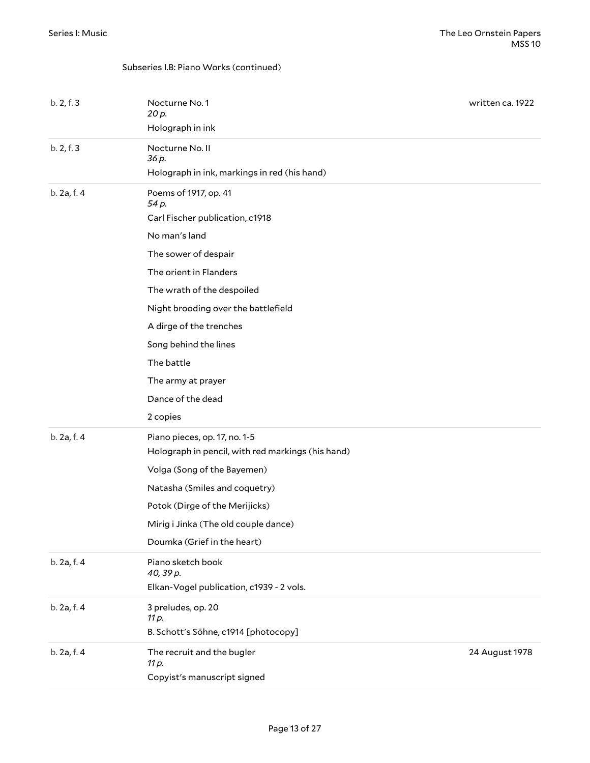Subseries I.B: Piano Works (continued)

| Location | Description | Date |
|---|---|---|
| b. 2, f. 3 | Nocturne No. 1<br>*20 p.*<br>Holograph in ink | written ca. 1922 |
| b. 2, f. 3 | Nocturne No. II<br>*36 p.*<br>Holograph in ink, markings in red (his hand) | |
| b. 2a, f. 4 | Poems of 1917, op. 41<br>*54 p.*<br>Carl Fischer publication, c1918<br>No man's land<br>The sower of despair<br>The orient in Flanders<br>The wrath of the despoiled<br>Night brooding over the battlefield<br>A dirge of the trenches<br>Song behind the lines<br>The battle<br>The army at prayer<br>Dance of the dead<br>2 copies | |
| b. 2a, f. 4 | Piano pieces, op. 17, no. 1-5<br>Holograph in pencil, with red markings (his hand)<br>Volga (Song of the Bayemen)<br>Natasha (Smiles and coquetry)<br>Potok (Dirge of the Merijicks)<br>Mirig i Jinka (The old couple dance)<br>Doumka (Grief in the heart) | |
| b. 2a, f. 4 | Piano sketch book<br>*40, 39 p.*<br>Elkan-Vogel publication, c1939 - 2 vols. | |
| b. 2a, f. 4 | 3 preludes, op. 20<br>*11 p.*<br>B. Schott's Söhne, c1914 [photocopy] | |
| b. 2a, f. 4 | The recruit and the bugler<br>*11 p.*<br>Copyist's manuscript signed | 24 August 1978 |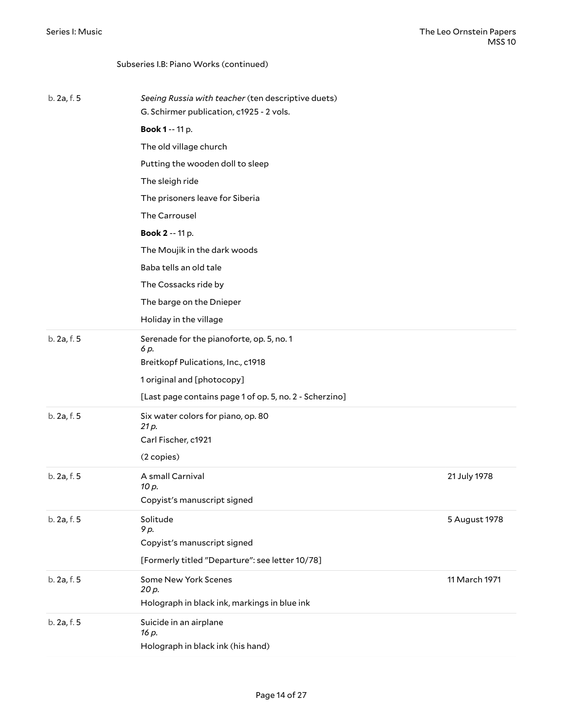Subseries I.B: Piano Works (continued)

| | | |
|---|---|---|
| b. 2a, f. 5 | *Seeing Russia with teacher* (ten descriptive duets)<br>G. Schirmer publication, c1925 - 2 vols.<br>**Book 1** -- 11 p.<br>The old village church<br>Putting the wooden doll to sleep<br>The sleigh ride<br>The prisoners leave for Siberia<br>The Carrousel<br>**Book 2** -- 11 p.<br>The Moujik in the dark woods<br>Baba tells an old tale<br>The Cossacks ride by<br>The barge on the Dnieper<br>Holiday in the village | |
| b. 2a, f. 5 | Serenade for the pianoforte, op. 5, no. 1<br>*6 p.*<br>Breitkopf Pulications, Inc., c1918<br>1 original and [photocopy]<br>[Last page contains page 1 of op. 5, no. 2 - Scherzino] | |
| b. 2a, f. 5 | Six water colors for piano, op. 80<br>*21 p.*<br>Carl Fischer, c1921<br>(2 copies) | |
| b. 2a, f. 5 | A small Carnival<br>*10 p.*<br>Copyist's manuscript signed | 21 July 1978 |
| b. 2a, f. 5 | Solitude<br>*9 p.*<br>Copyist's manuscript signed<br>[Formerly titled "Departure": see letter 10/78] | 5 August 1978 |
| b. 2a, f. 5 | Some New York Scenes<br>*20 p.*<br>Holograph in black ink, markings in blue ink | 11 March 1971 |
| b. 2a, f. 5 | Suicide in an airplane<br>*16 p.*<br>Holograph in black ink (his hand) | |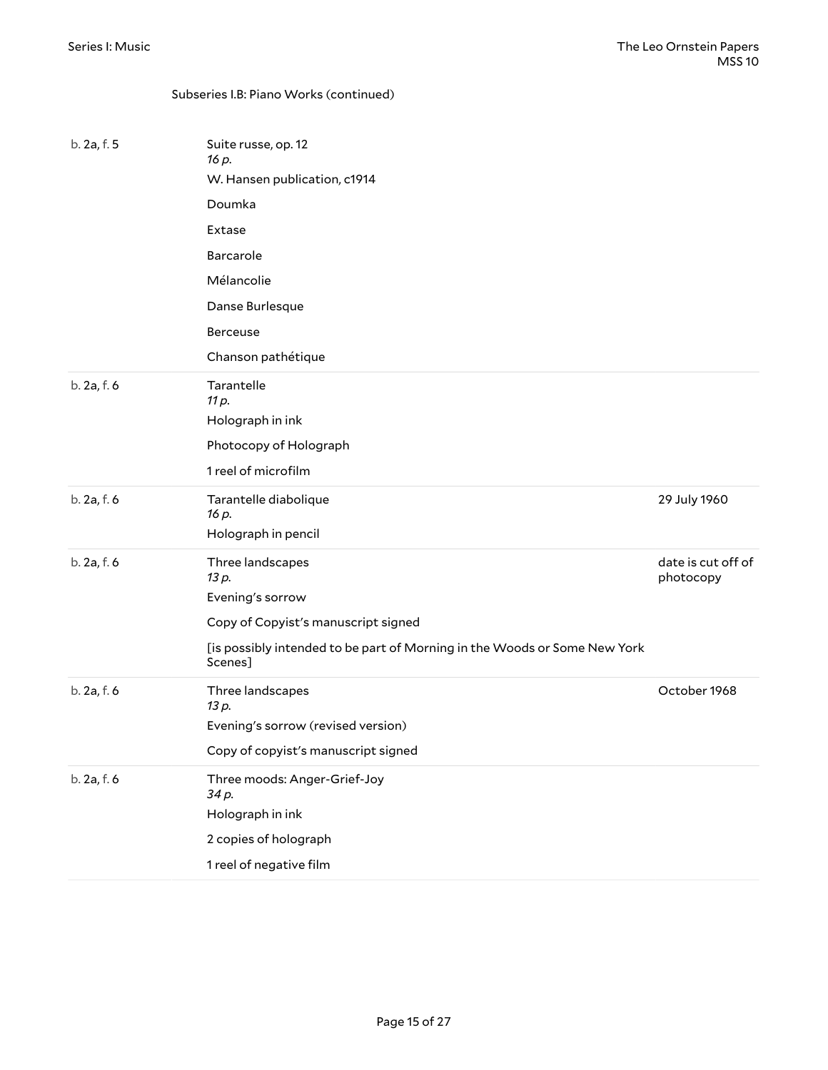Subseries I.B: Piano Works (continued)

| Location | Description | Date |
| --- | --- | --- |
| b. 2a, f. 5 | Suite russe, op. 12<br>*16 p.*<br>W. Hansen publication, c1914<br>Doumka<br>Extase<br>Barcarole<br>Mélancolie<br>Danse Burlesque<br>Berceuse<br>Chanson pathétique | |
| b. 2a, f. 6 | Tarantelle<br>*11 p.*<br>Holograph in ink<br>Photocopy of Holograph<br>1 reel of microfilm | |
| b. 2a, f. 6 | Tarantelle diabolique<br>*16 p.*<br>Holograph in pencil | 29 July 1960 |
| b. 2a, f. 6 | Three landscapes<br>*13 p.*<br>Evening's sorrow<br>Copy of Copyist's manuscript signed<br>[is possibly intended to be part of Morning in the Woods or Some New York Scenes] | date is cut off of photocopy |
| b. 2a, f. 6 | Three landscapes<br>*13 p.*<br>Evening's sorrow (revised version)<br>Copy of copyist's manuscript signed | October 1968 |
| b. 2a, f. 6 | Three moods: Anger-Grief-Joy<br>*34 p.*<br>Holograph in ink<br>2 copies of holograph<br>1 reel of negative film | |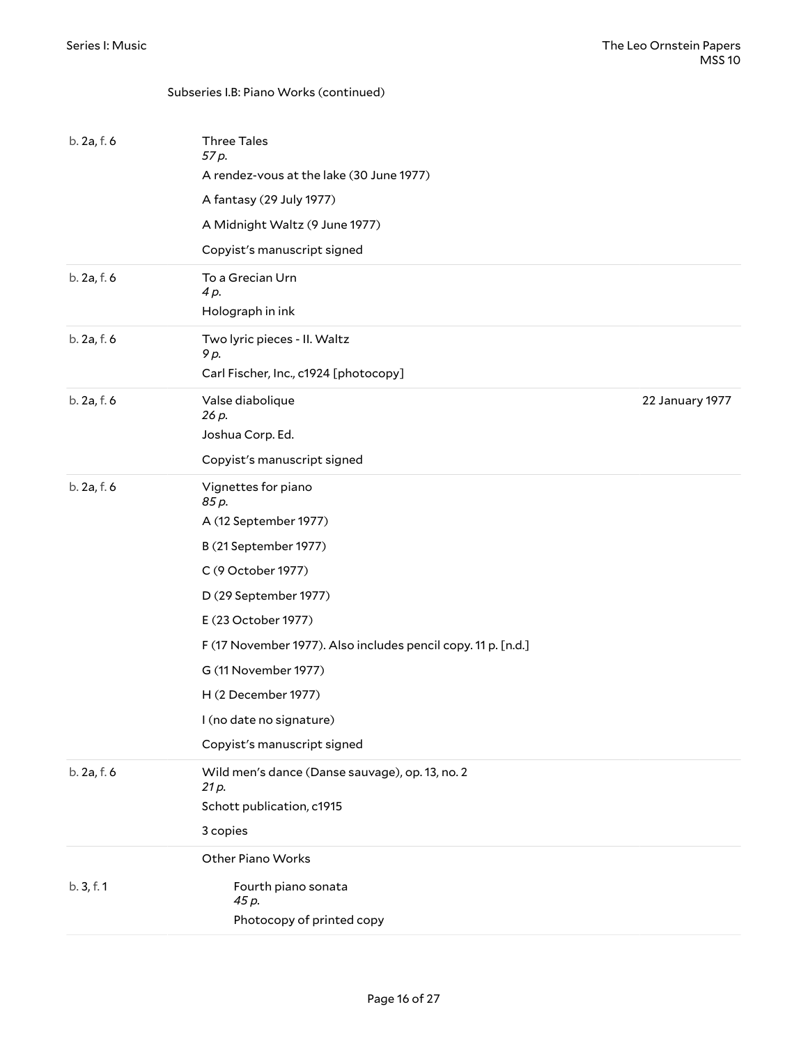Subseries I.B: Piano Works (continued)

| | | |
|---|---|---|
| b. 2a, f. 6 | Three Tales<br>*57 p.*<br>A rendez-vous at the lake (30 June 1977)<br>A fantasy (29 July 1977)<br>A Midnight Waltz (9 June 1977)<br>Copyist's manuscript signed | |
| b. 2a, f. 6 | To a Grecian Urn<br>*4 p.*<br>Holograph in ink | |
| b. 2a, f. 6 | Two lyric pieces - II. Waltz<br>*9 p.*<br>Carl Fischer, Inc., c1924 [photocopy] | |
| b. 2a, f. 6 | Valse diabolique<br>*26 p.*<br>Joshua Corp. Ed.<br>Copyist's manuscript signed | 22 January 1977 |
| b. 2a, f. 6 | Vignettes for piano<br>*85 p.*<br>A (12 September 1977)<br>B (21 September 1977)<br>C (9 October 1977)<br>D (29 September 1977)<br>E (23 October 1977)<br>F (17 November 1977). Also includes pencil copy. 11 p. [n.d.]<br>G (11 November 1977)<br>H (2 December 1977)<br>I (no date no signature)<br>Copyist's manuscript signed | |
| b. 2a, f. 6 | Wild men's dance (Danse sauvage), op. 13, no. 2<br>*21 p.*<br>Schott publication, c1915<br>3 copies | |
| | Other Piano Works | |
| b. 3, f. 1 | Fourth piano sonata<br>*45 p.*<br>Photocopy of printed copy | |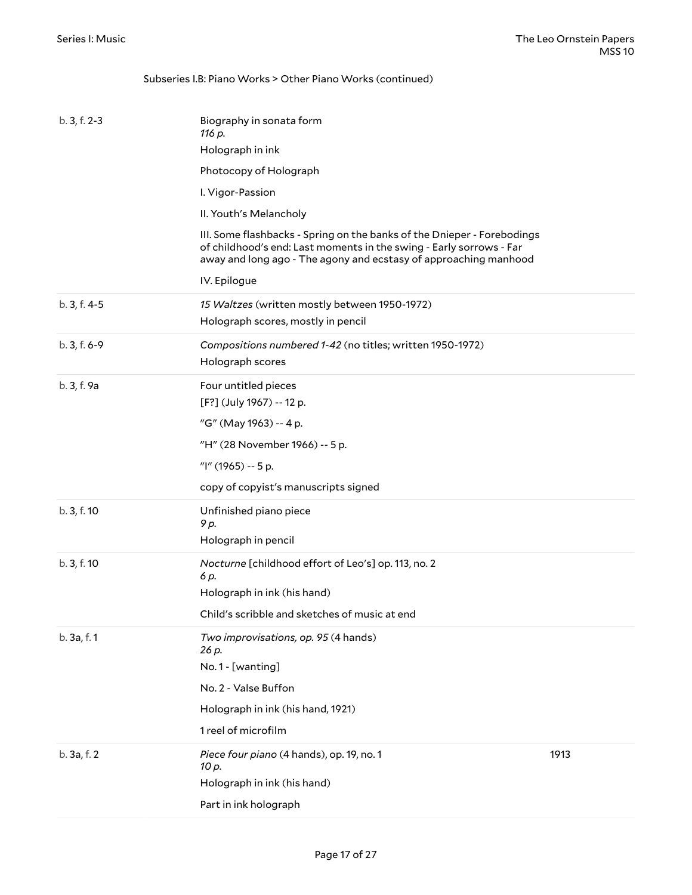Subseries I.B: Piano Works > Other Piano Works (continued)

| Location | Description | Date |
|---|---|---|
| b. 3, f. 2-3 | Biography in sonata form<br>*116 p.*<br>Holograph in ink<br>Photocopy of Holograph<br>I. Vigor-Passion<br>II. Youth's Melancholy<br>III. Some flashbacks - Spring on the banks of the Dnieper - Forebodings of childhood's end: Last moments in the swing - Early sorrows - Far away and long ago - The agony and ecstasy of approaching manhood<br>IV. Epilogue | |
| b. 3, f. 4-5 | *15 Waltzes* (written mostly between 1950-1972)<br>Holograph scores, mostly in pencil | |
| b. 3, f. 6-9 | *Compositions numbered 1-42* (no titles; written 1950-1972)<br>Holograph scores | |
| b. 3, f. 9a | Four untitled pieces<br>[F?] (July 1967) -- 12 p.<br>"G" (May 1963) -- 4 p.<br>"H" (28 November 1966) -- 5 p.<br>"I" (1965) -- 5 p.<br>copy of copyist's manuscripts signed | |
| b. 3, f. 10 | Unfinished piano piece<br>*9 p.*<br>Holograph in pencil | |
| b. 3, f. 10 | *Nocturne* [childhood effort of Leo's] op. 113, no. 2<br>*6 p.*<br>Holograph in ink (his hand)<br>Child's scribble and sketches of music at end | |
| b. 3a, f. 1 | *Two improvisations, op. 95* (4 hands)<br>*26 p.*<br>No. 1 - [wanting]<br>No. 2 - Valse Buffon<br>Holograph in ink (his hand, 1921)<br>1 reel of microfilm | |
| b. 3a, f. 2 | *Piece four piano* (4 hands), op. 19, no. 1<br>*10 p.*<br>Holograph in ink (his hand)<br>Part in ink holograph | 1913 |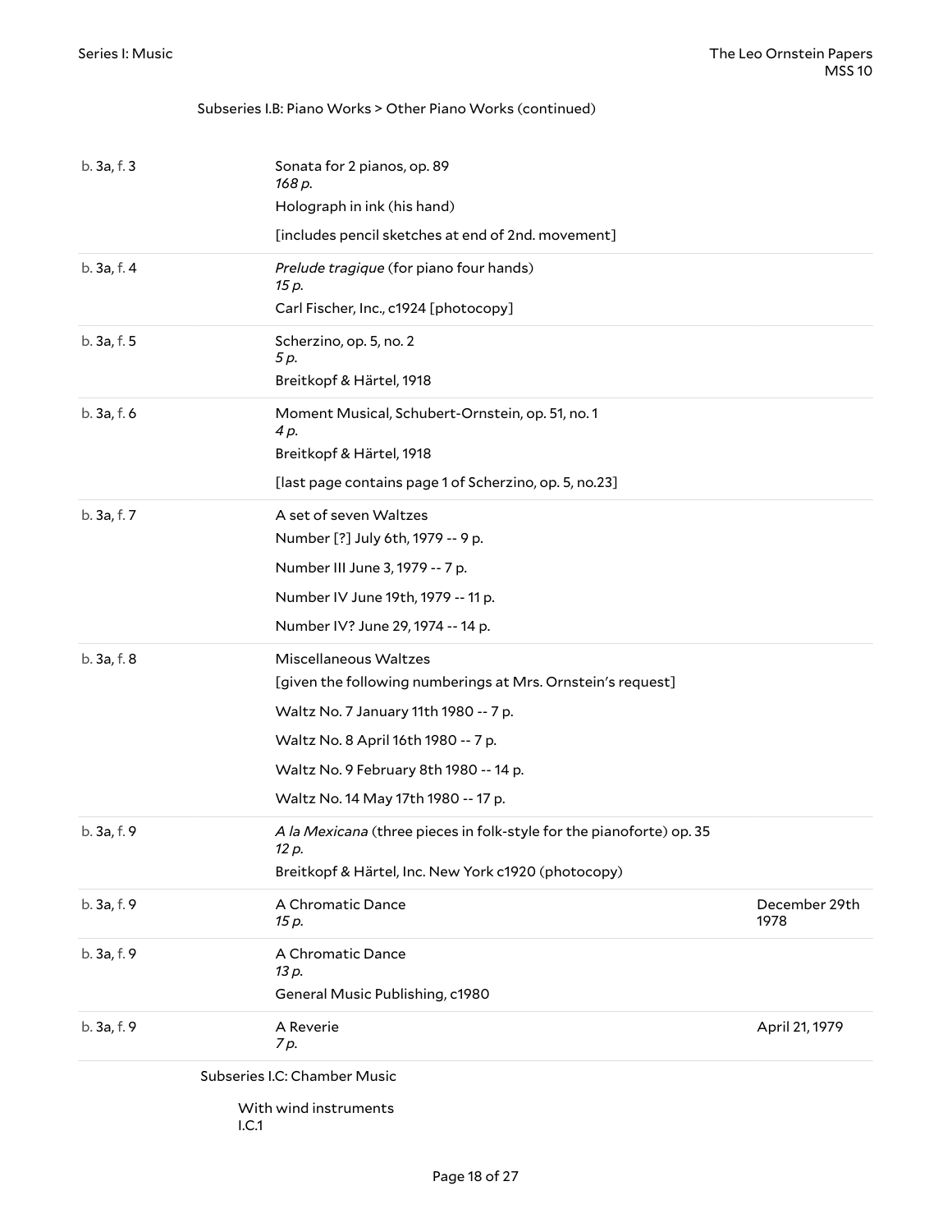Subseries I.B: Piano Works > Other Piano Works (continued)

| Location | Description | Date |
|---|---|---|
| b. 3a, f. 3 | Sonata for 2 pianos, op. 89<br>*168 p.*<br>Holograph in ink (his hand)<br>[includes pencil sketches at end of 2nd. movement] | |
| b. 3a, f. 4 | *Prelude tragique* (for piano four hands)<br>*15 p.*<br>Carl Fischer, Inc., c1924 [photocopy] | |
| b. 3a, f. 5 | Scherzino, op. 5, no. 2<br>*5 p.*<br>Breitkopf & Härtel, 1918 | |
| b. 3a, f. 6 | Moment Musical, Schubert-Ornstein, op. 51, no. 1<br>*4 p.*<br>Breitkopf & Härtel, 1918<br>[last page contains page 1 of Scherzino, op. 5, no.23] | |
| b. 3a, f. 7 | A set of seven Waltzes<br>Number [?] July 6th, 1979 -- 9 p.<br>Number III June 3, 1979 -- 7 p.<br>Number IV June 19th, 1979 -- 11 p.<br>Number IV? June 29, 1974 -- 14 p. | |
| b. 3a, f. 8 | Miscellaneous Waltzes<br>[given the following numberings at Mrs. Ornstein's request]<br>Waltz No. 7 January 11th 1980 -- 7 p.<br>Waltz No. 8 April 16th 1980 -- 7 p.<br>Waltz No. 9 February 8th 1980 -- 14 p.<br>Waltz No. 14 May 17th 1980 -- 17 p. | |
| b. 3a, f. 9 | *A la Mexicana* (three pieces in folk-style for the pianoforte) op. 35<br>*12 p.*<br>Breitkopf & Härtel, Inc. New York c1920 (photocopy) | |
| b. 3a, f. 9 | A Chromatic Dance<br>*15 p.* | December 29th 1978 |
| b. 3a, f. 9 | A Chromatic Dance<br>*13 p.*<br>General Music Publishing, c1980 | |
| b. 3a, f. 9 | A Reverie<br>*7 p.* | April 21, 1979 |

Subseries I.C: Chamber Music

With wind instruments
I.C.1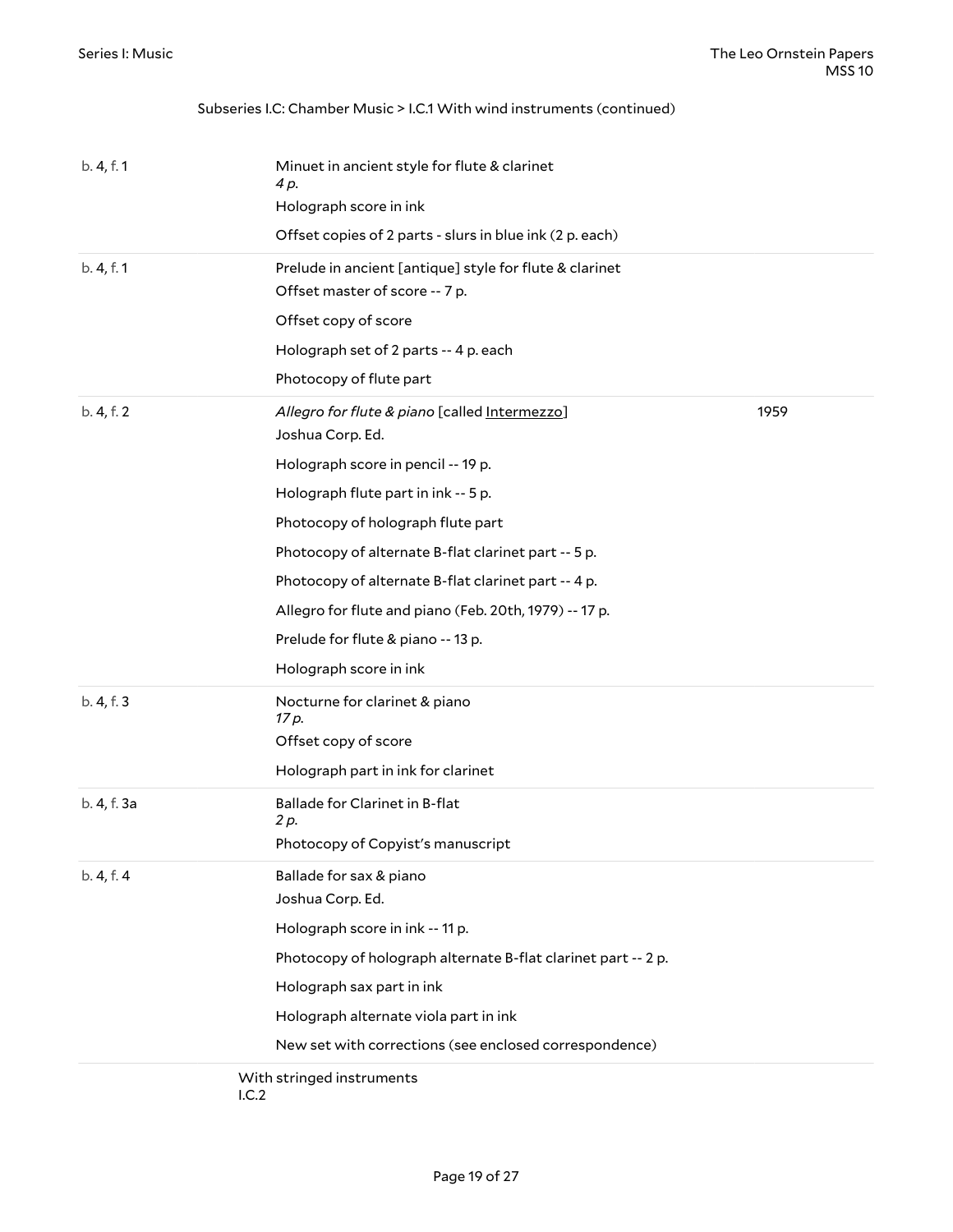Subseries I.C: Chamber Music > I.C.1 With wind instruments (continued)

| Location | Description | Date |
|---|---|---|
| b. 4, f. 1 | Minuet in ancient style for flute & clarinet<br>*4 p.*<br>Holograph score in ink<br>Offset copies of 2 parts - slurs in blue ink (2 p. each) | |
| b. 4, f. 1 | Prelude in ancient [antique] style for flute & clarinet<br>Offset master of score -- 7 p.<br>Offset copy of score<br>Holograph set of 2 parts -- 4 p. each<br>Photocopy of flute part | |
| b. 4, f. 2 | *Allegro for flute & piano* [called Intermezzo]<br>Joshua Corp. Ed.<br>Holograph score in pencil -- 19 p.<br>Holograph flute part in ink -- 5 p.<br>Photocopy of holograph flute part<br>Photocopy of alternate B-flat clarinet part -- 5 p.<br>Photocopy of alternate B-flat clarinet part -- 4 p.<br>Allegro for flute and piano (Feb. 20th, 1979) -- 17 p.<br>Prelude for flute & piano -- 13 p.<br>Holograph score in ink | 1959 |
| b. 4, f. 3 | Nocturne for clarinet & piano<br>*17 p.*<br>Offset copy of score<br>Holograph part in ink for clarinet | |
| b. 4, f. 3a | Ballade for Clarinet in B-flat<br>*2 p.*<br>Photocopy of Copyist's manuscript | |
| b. 4, f. 4 | Ballade for sax & piano<br>Joshua Corp. Ed.<br>Holograph score in ink -- 11 p.<br>Photocopy of holograph alternate B-flat clarinet part -- 2 p.<br>Holograph sax part in ink<br>Holograph alternate viola part in ink<br>New set with corrections (see enclosed correspondence) | |

With stringed instruments
I.C.2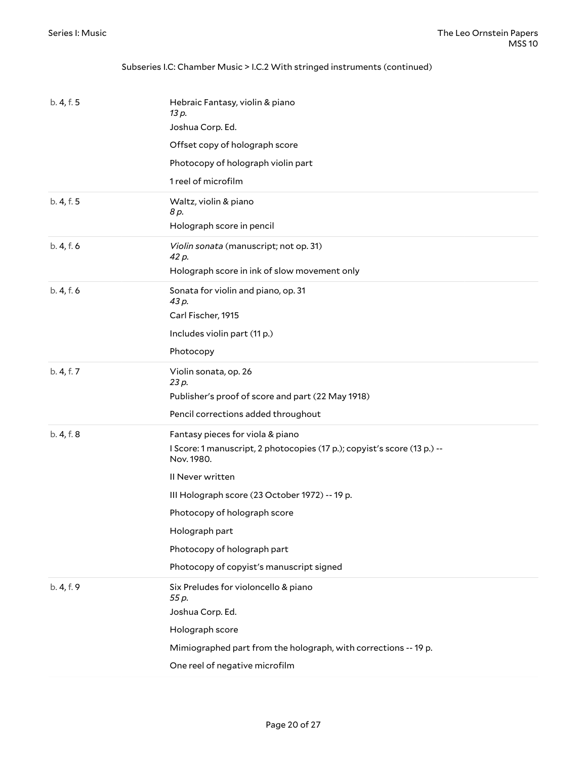Subseries I.C: Chamber Music > I.C.2 With stringed instruments (continued)

| Location | Description |
| --- | --- |
| b. 4, f. 5 | Hebraic Fantasy, violin & piano<br>*13 p.*<br>Joshua Corp. Ed.<br>Offset copy of holograph score<br>Photocopy of holograph violin part<br>1 reel of microfilm |
| b. 4, f. 5 | Waltz, violin & piano<br>*8 p.*<br>Holograph score in pencil |
| b. 4, f. 6 | *Violin sonata* (manuscript; not op. 31)<br>*42 p.*<br>Holograph score in ink of slow movement only |
| b. 4, f. 6 | Sonata for violin and piano, op. 31<br>*43 p.*<br>Carl Fischer, 1915<br>Includes violin part (11 p.)<br>Photocopy |
| b. 4, f. 7 | Violin sonata, op. 26<br>*23 p.*<br>Publisher's proof of score and part (22 May 1918)<br>Pencil corrections added throughout |
| b. 4, f. 8 | Fantasy pieces for viola & piano<br>I Score: 1 manuscript, 2 photocopies (17 p.); copyist's score (13 p.) -- Nov. 1980.<br>II Never written<br>III Holograph score (23 October 1972) -- 19 p.<br>Photocopy of holograph score<br>Holograph part<br>Photocopy of holograph part<br>Photocopy of copyist's manuscript signed |
| b. 4, f. 9 | Six Preludes for violoncello & piano<br>*55 p.*<br>Joshua Corp. Ed.<br>Holograph score<br>Mimiographed part from the holograph, with corrections -- 19 p.<br>One reel of negative microfilm |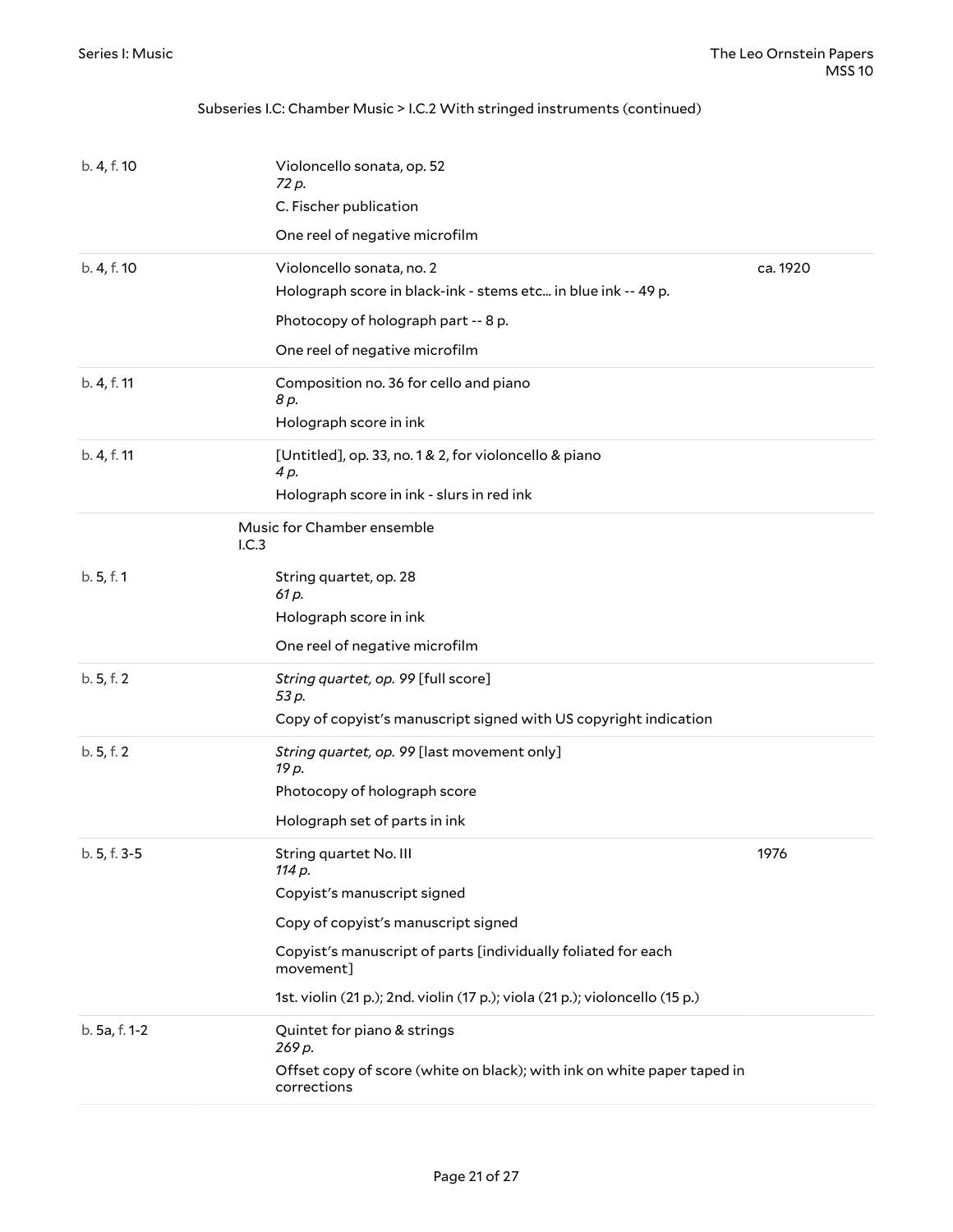Subseries I.C: Chamber Music > I.C.2 With stringed instruments (continued)

| Location | Description | Date |
|---|---|---|
| b. 4, f. 10 | Violoncello sonata, op. 52<br>*72 p.*<br>C. Fischer publication<br>One reel of negative microfilm | |
| b. 4, f. 10 | Violoncello sonata, no. 2<br>Holograph score in black-ink - stems etc... in blue ink -- 49 p.<br>Photocopy of holograph part -- 8 p.<br>One reel of negative microfilm | ca. 1920 |
| b. 4, f. 11 | Composition no. 36 for cello and piano<br>*8 p.*<br>Holograph score in ink | |
| b. 4, f. 11 | [Untitled], op. 33, no. 1 & 2, for violoncello & piano<br>*4 p.*<br>Holograph score in ink - slurs in red ink | |

Music for Chamber ensemble
I.C.3

| Location | Description | Date |
|---|---|---|
| b. 5, f. 1 | String quartet, op. 28<br>*61 p.*<br>Holograph score in ink<br>One reel of negative microfilm | |
| b. 5, f. 2 | *String quartet, op. 99* [full score]<br>*53 p.*<br>Copy of copyist's manuscript signed with US copyright indication | |
| b. 5, f. 2 | *String quartet, op. 99* [last movement only]<br>*19 p.*<br>Photocopy of holograph score<br>Holograph set of parts in ink | |
| b. 5, f. 3-5 | String quartet No. III<br>*114 p.*<br>Copyist's manuscript signed<br>Copy of copyist's manuscript signed<br>Copyist's manuscript of parts [individually foliated for each movement]<br>1st. violin (21 p.); 2nd. violin (17 p.); viola (21 p.); violoncello (15 p.) | 1976 |
| b. 5a, f. 1-2 | Quintet for piano & strings<br>*269 p.*<br>Offset copy of score (white on black); with ink on white paper taped in corrections | |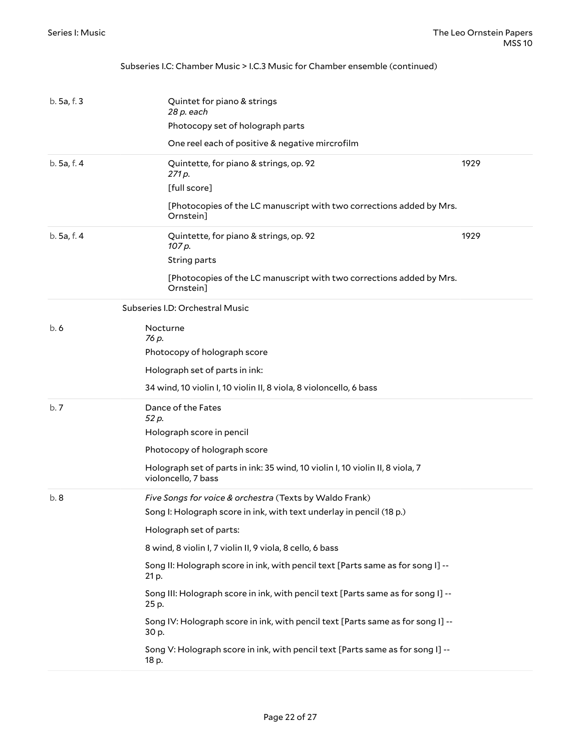Subseries I.C: Chamber Music > I.C.3 Music for Chamber ensemble (continued)

| Location | Description | Date |
|---|---|---|
| b. 5a, f. 3 | Quintet for piano & strings<br>*28 p. each*<br>Photocopy set of holograph parts<br>One reel each of positive & negative mircrofilm | |
| b. 5a, f. 4 | Quintette, for piano & strings, op. 92<br>*271 p.*<br>[full score]<br>[Photocopies of the LC manuscript with two corrections added by Mrs. Ornstein] | 1929 |
| b. 5a, f. 4 | Quintette, for piano & strings, op. 92<br>*107 p.*<br>String parts<br>[Photocopies of the LC manuscript with two corrections added by Mrs. Ornstein] | 1929 |

## Subseries I.D: Orchestral Music

| Location | Description |
|---|---|
| b. 6 | Nocturne<br>*76 p.*<br>Photocopy of holograph score<br>Holograph set of parts in ink:<br>34 wind, 10 violin I, 10 violin II, 8 viola, 8 violoncello, 6 bass |
| b. 7 | Dance of the Fates<br>*52 p.*<br>Holograph score in pencil<br>Photocopy of holograph score<br>Holograph set of parts in ink: 35 wind, 10 violin I, 10 violin II, 8 viola, 7 violoncello, 7 bass |
| b. 8 | *Five Songs for voice & orchestra* (Texts by Waldo Frank)<br>Song I: Holograph score in ink, with text underlay in pencil (18 p.)<br>Holograph set of parts:<br>8 wind, 8 violin I, 7 violin II, 9 viola, 8 cello, 6 bass<br>Song II: Holograph score in ink, with pencil text [Parts same as for song I] -- 21 p.<br>Song III: Holograph score in ink, with pencil text [Parts same as for song I] -- 25 p.<br>Song IV: Holograph score in ink, with pencil text [Parts same as for song I] -- 30 p.<br>Song V: Holograph score in ink, with pencil text [Parts same as for song I] -- 18 p. |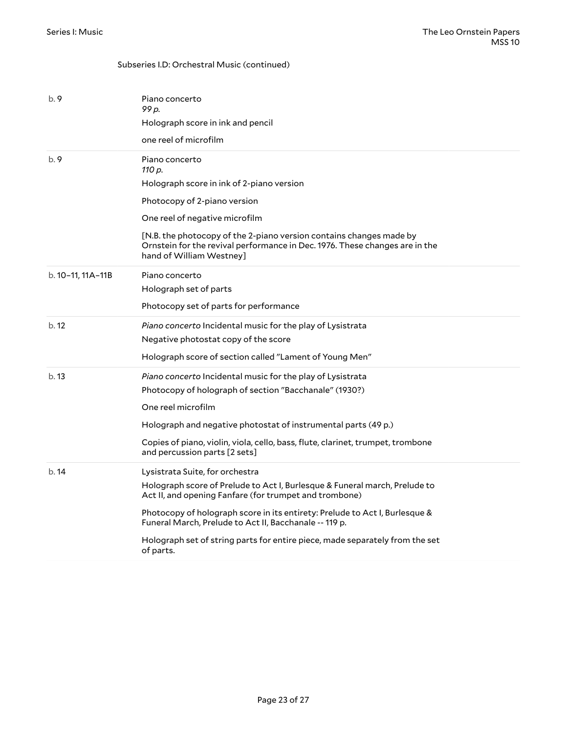Subseries I.D: Orchestral Music (continued)

| | |
|---|---|
| b. 9 | Piano concerto<br>*99 p.*<br>Holograph score in ink and pencil<br>one reel of microfilm |
| b. 9 | Piano concerto<br>*110 p.*<br>Holograph score in ink of 2-piano version<br>Photocopy of 2-piano version<br>One reel of negative microfilm<br>[N.B. the photocopy of the 2-piano version contains changes made by Ornstein for the revival performance in Dec. 1976. These changes are in the hand of William Westney] |
| b. 10–11, 11A–11B | Piano concerto<br>Holograph set of parts<br>Photocopy set of parts for performance |
| b. 12 | *Piano concerto* Incidental music for the play of Lysistrata<br>Negative photostat copy of the score<br>Holograph score of section called "Lament of Young Men" |
| b. 13 | *Piano concerto* Incidental music for the play of Lysistrata<br>Photocopy of holograph of section "Bacchanale" (1930?)<br>One reel microfilm<br>Holograph and negative photostat of instrumental parts (49 p.)<br>Copies of piano, violin, viola, cello, bass, flute, clarinet, trumpet, trombone and percussion parts [2 sets] |
| b. 14 | Lysistrata Suite, for orchestra<br>Holograph score of Prelude to Act I, Burlesque & Funeral march, Prelude to Act II, and opening Fanfare (for trumpet and trombone)<br>Photocopy of holograph score in its entirety: Prelude to Act I, Burlesque & Funeral March, Prelude to Act II, Bacchanale -- 119 p.<br>Holograph set of string parts for entire piece, made separately from the set of parts. |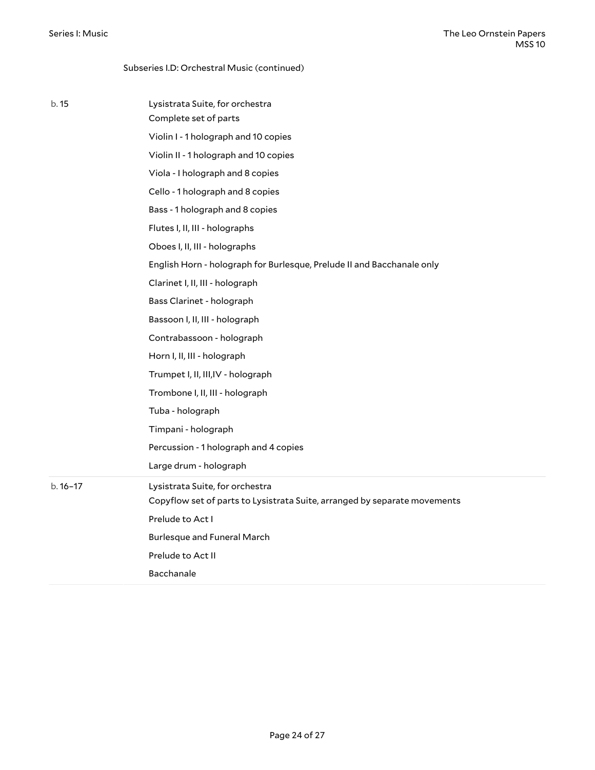Subseries I.D: Orchestral Music (continued)

| | |
|---|---|
| b. 15 | Lysistrata Suite, for orchestra<br>Complete set of parts<br>Violin I - 1 holograph and 10 copies<br>Violin II - 1 holograph and 10 copies<br>Viola - I holograph and 8 copies<br>Cello - 1 holograph and 8 copies<br>Bass - 1 holograph and 8 copies<br>Flutes I, II, III - holographs<br>Oboes I, II, III - holographs<br>English Horn - holograph for Burlesque, Prelude II and Bacchanale only<br>Clarinet I, II, III - holograph<br>Bass Clarinet - holograph<br>Bassoon I, II, III - holograph<br>Contrabassoon - holograph<br>Horn I, II, III - holograph<br>Trumpet I, II, III,IV - holograph<br>Trombone I, II, III - holograph<br>Tuba - holograph<br>Timpani - holograph<br>Percussion - 1 holograph and 4 copies<br>Large drum - holograph |
| b. 16–17 | Lysistrata Suite, for orchestra<br>Copyflow set of parts to Lysistrata Suite, arranged by separate movements<br>Prelude to Act I<br>Burlesque and Funeral March<br>Prelude to Act II<br>Bacchanale |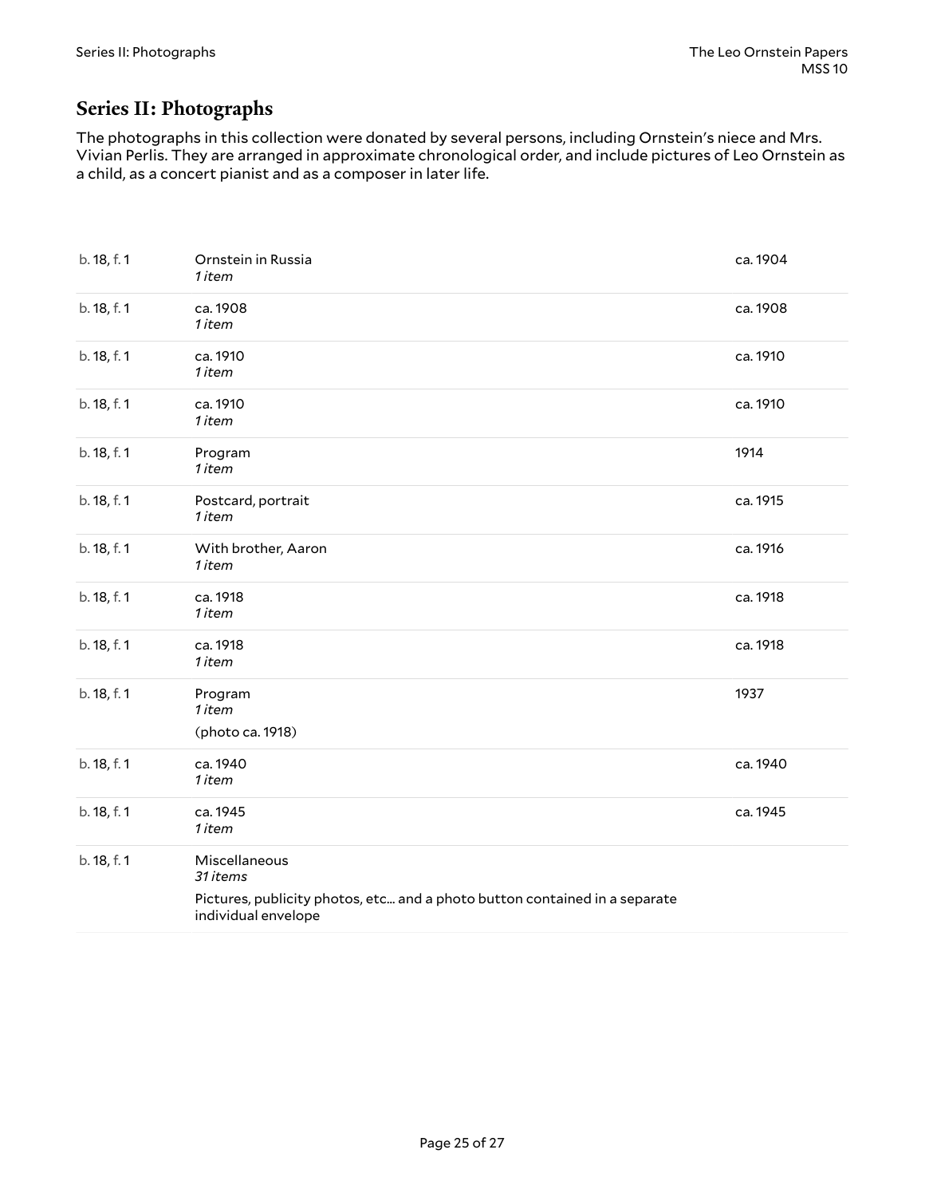## Series II: Photographs

The photographs in this collection were donated by several persons, including Ornstein's niece and Mrs. Vivian Perlis. They are arranged in approximate chronological order, and include pictures of Leo Ornstein as a child, as a concert pianist and as a composer in later life.

| | | |
|---|---|---|
| b. 18, f. 1 | Ornstein in Russia<br>*1 item* | ca. 1904 |
| b. 18, f. 1 | ca. 1908<br>*1 item* | ca. 1908 |
| b. 18, f. 1 | ca. 1910<br>*1 item* | ca. 1910 |
| b. 18, f. 1 | ca. 1910<br>*1 item* | ca. 1910 |
| b. 18, f. 1 | Program<br>*1 item* | 1914 |
| b. 18, f. 1 | Postcard, portrait<br>*1 item* | ca. 1915 |
| b. 18, f. 1 | With brother, Aaron<br>*1 item* | ca. 1916 |
| b. 18, f. 1 | ca. 1918<br>*1 item* | ca. 1918 |
| b. 18, f. 1 | ca. 1918<br>*1 item* | ca. 1918 |
| b. 18, f. 1 | Program<br>*1 item*<br>(photo ca. 1918) | 1937 |
| b. 18, f. 1 | ca. 1940<br>*1 item* | ca. 1940 |
| b. 18, f. 1 | ca. 1945<br>*1 item* | ca. 1945 |
| b. 18, f. 1 | Miscellaneous<br>*31 items*<br>Pictures, publicity photos, etc... and a photo button contained in a separate individual envelope | |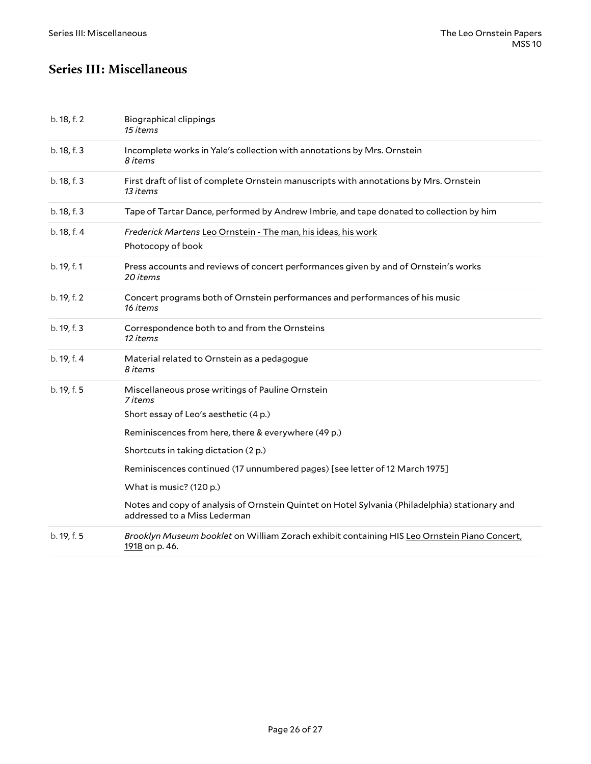## Series III: Miscellaneous

| | |
|---|---|
| b. 18, f. 2 | Biographical clippings<br>*15 items* |
| b. 18, f. 3 | Incomplete works in Yale's collection with annotations by Mrs. Ornstein<br>*8 items* |
| b. 18, f. 3 | First draft of list of complete Ornstein manuscripts with annotations by Mrs. Ornstein<br>*13 items* |
| b. 18, f. 3 | Tape of Tartar Dance, performed by Andrew Imbrie, and tape donated to collection by him |
| b. 18, f. 4 | *Frederick Martens* Leo Ornstein - The man, his ideas, his work<br>Photocopy of book |
| b. 19, f. 1 | Press accounts and reviews of concert performances given by and of Ornstein's works<br>*20 items* |
| b. 19, f. 2 | Concert programs both of Ornstein performances and performances of his music<br>*16 items* |
| b. 19, f. 3 | Correspondence both to and from the Ornsteins<br>*12 items* |
| b. 19, f. 4 | Material related to Ornstein as a pedagogue<br>*8 items* |
| b. 19, f. 5 | Miscellaneous prose writings of Pauline Ornstein<br>*7 items*<br>Short essay of Leo's aesthetic (4 p.)<br>Reminiscences from here, there & everywhere (49 p.)<br>Shortcuts in taking dictation (2 p.)<br>Reminiscences continued (17 unnumbered pages) [see letter of 12 March 1975]<br>What is music? (120 p.)<br>Notes and copy of analysis of Ornstein Quintet on Hotel Sylvania (Philadelphia) stationary and addressed to a Miss Lederman |
| b. 19, f. 5 | *Brooklyn Museum booklet* on William Zorach exhibit containing HIS Leo Ornstein Piano Concert, 1918 on p. 46. |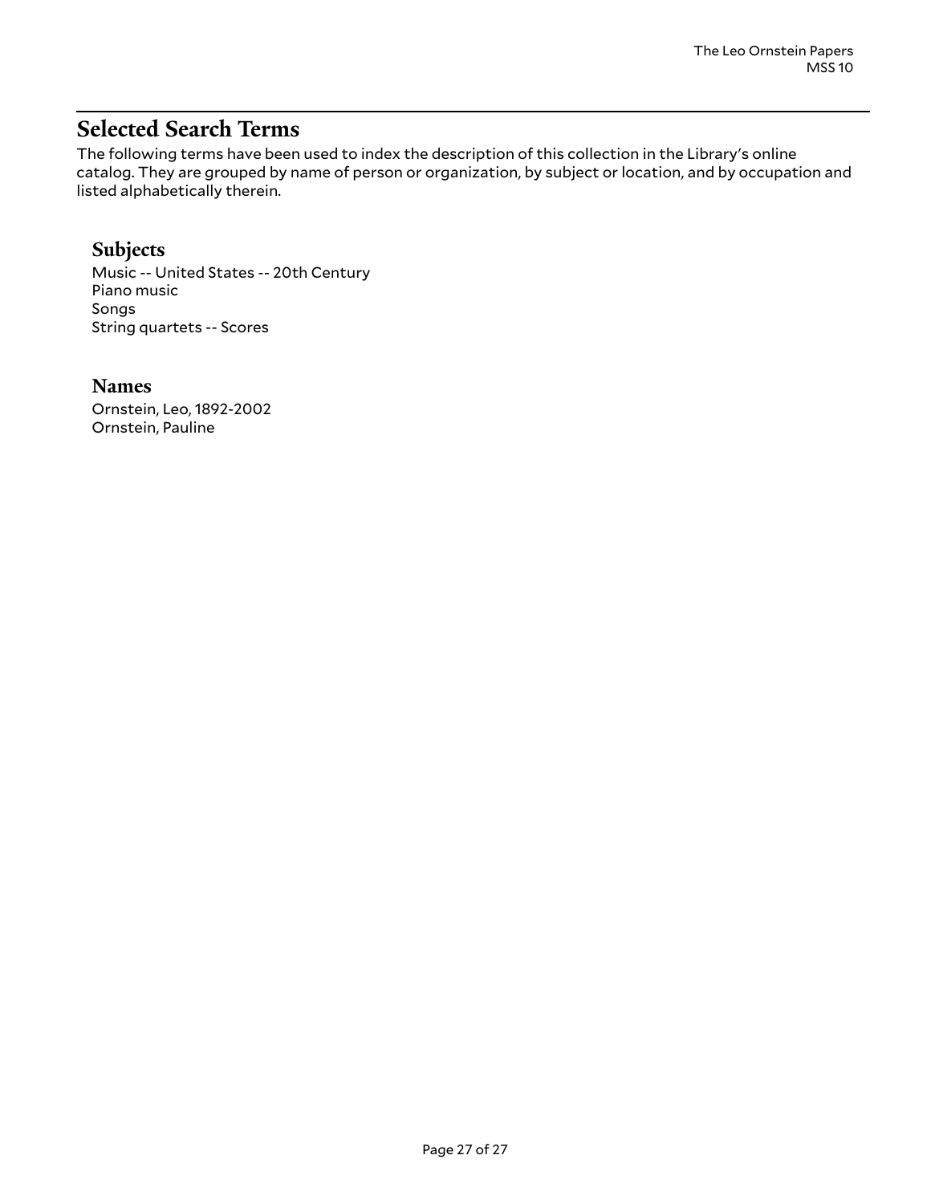## Selected Search Terms

The following terms have been used to index the description of this collection in the Library's online catalog. They are grouped by name of person or organization, by subject or location, and by occupation and listed alphabetically therein.

### Subjects

Music -- United States -- 20th Century
Piano music
Songs
String quartets -- Scores

### Names

Ornstein, Leo, 1892-2002
Ornstein, Pauline